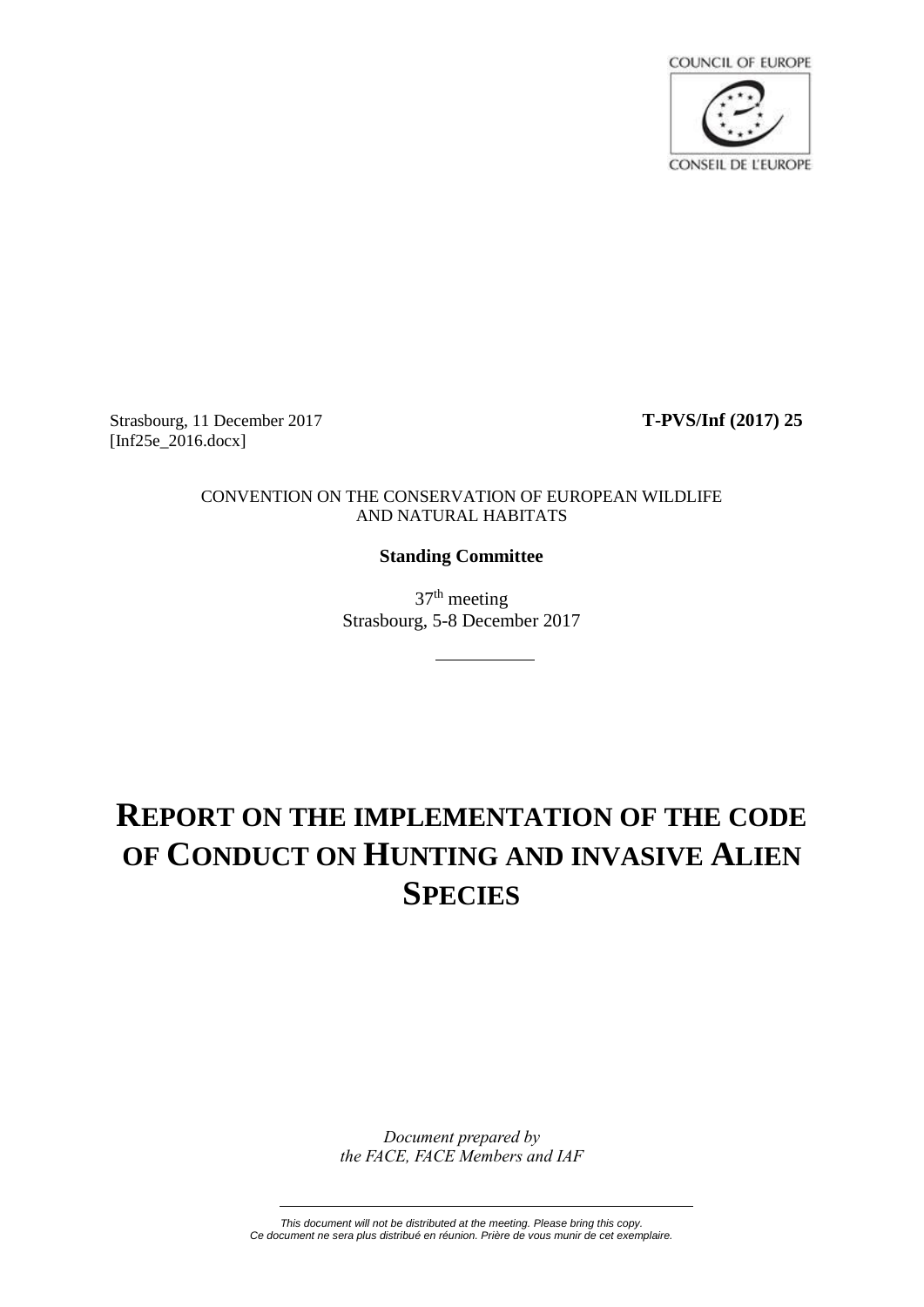COUNCIL OF EUROPE

CONSEIL DE L'EUROPE

Strasbourg, 11 December 2017
[Inf25e_2016.docx]

**T-PVS/Inf (2017) 25**

CONVENTION ON THE CONSERVATION OF EUROPEAN WILDLIFE AND NATURAL HABITATS

**Standing Committee**

37th meeting
Strasbourg, 5-8 December 2017

# REPORT ON THE IMPLEMENTATION OF THE CODE OF CONDUCT ON HUNTING AND INVASIVE ALIEN SPECIES

*Document prepared by the FACE, FACE Members and IAF*

*This document will not be distributed at the meeting. Please bring this copy.*
*Ce document ne sera plus distribué en réunion. Prière de vous munir de cet exemplaire.*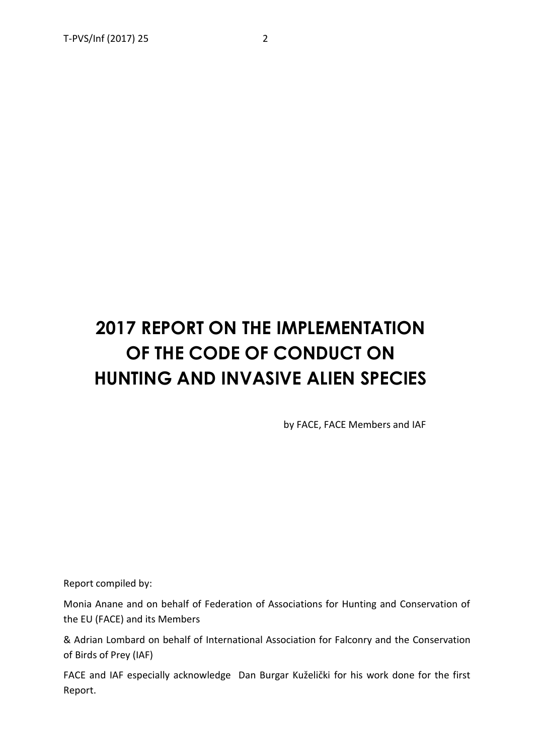# 2017 REPORT ON THE IMPLEMENTATION OF THE CODE OF CONDUCT ON HUNTING AND INVASIVE ALIEN SPECIES

by FACE, FACE Members and IAF

Report compiled by:

Monia Anane and on behalf of Federation of Associations for Hunting and Conservation of the EU (FACE) and its Members

& Adrian Lombard on behalf of International Association for Falconry and the Conservation of Birds of Prey (IAF)

FACE and IAF especially acknowledge Dan Burgar Kuželički for his work done for the first Report.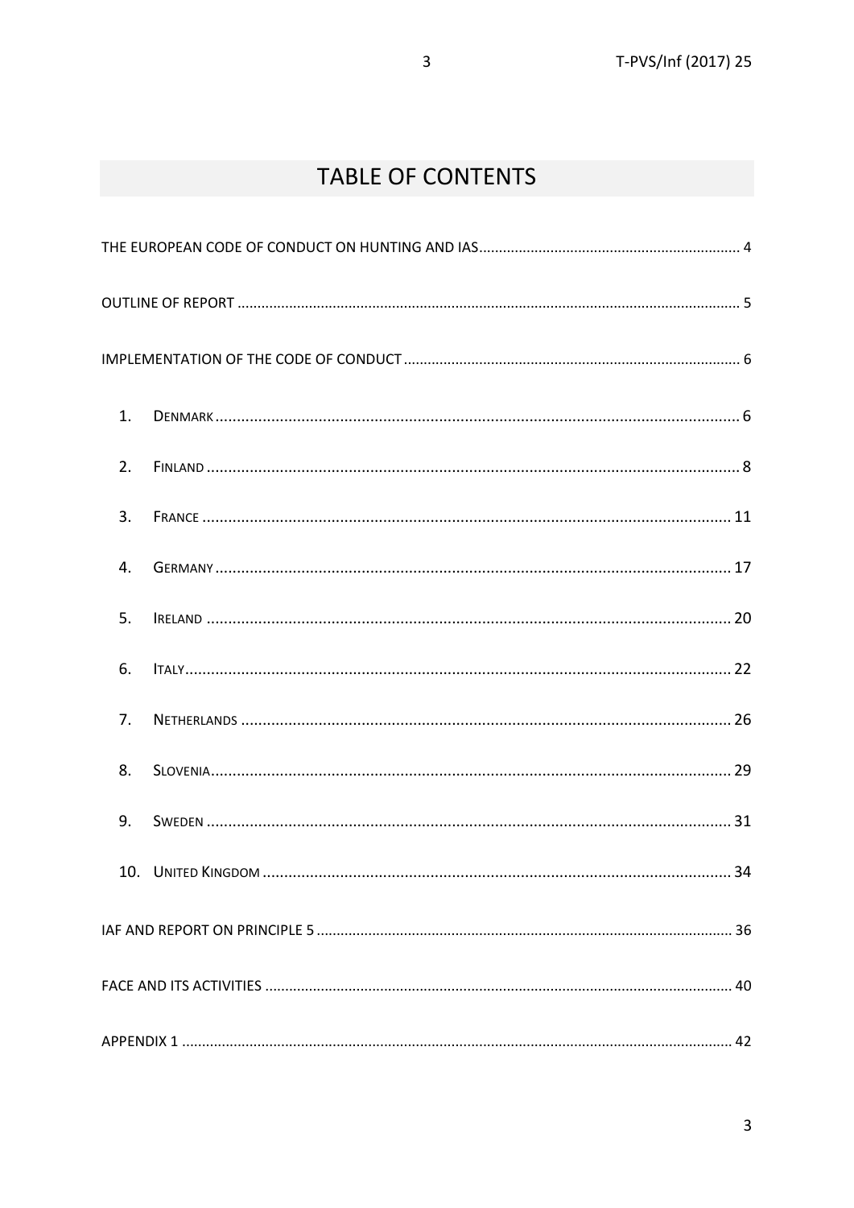# TABLE OF CONTENTS

THE EUROPEAN CODE OF CONDUCT ON HUNTING AND IAS ..... 4

OUTLINE OF REPORT ..... 5

IMPLEMENTATION OF THE CODE OF CONDUCT ..... 6

1. DENMARK ..... 6
2. FINLAND ..... 8
3. FRANCE ..... 11
4. GERMANY ..... 17
5. IRELAND ..... 20
6. ITALY ..... 22
7. NETHERLANDS ..... 26
8. SLOVENIA ..... 29
9. SWEDEN ..... 31
10. UNITED KINGDOM ..... 34

IAF AND REPORT ON PRINCIPLE 5 ..... 36

FACE AND ITS ACTIVITIES ..... 40

APPENDIX 1 ..... 42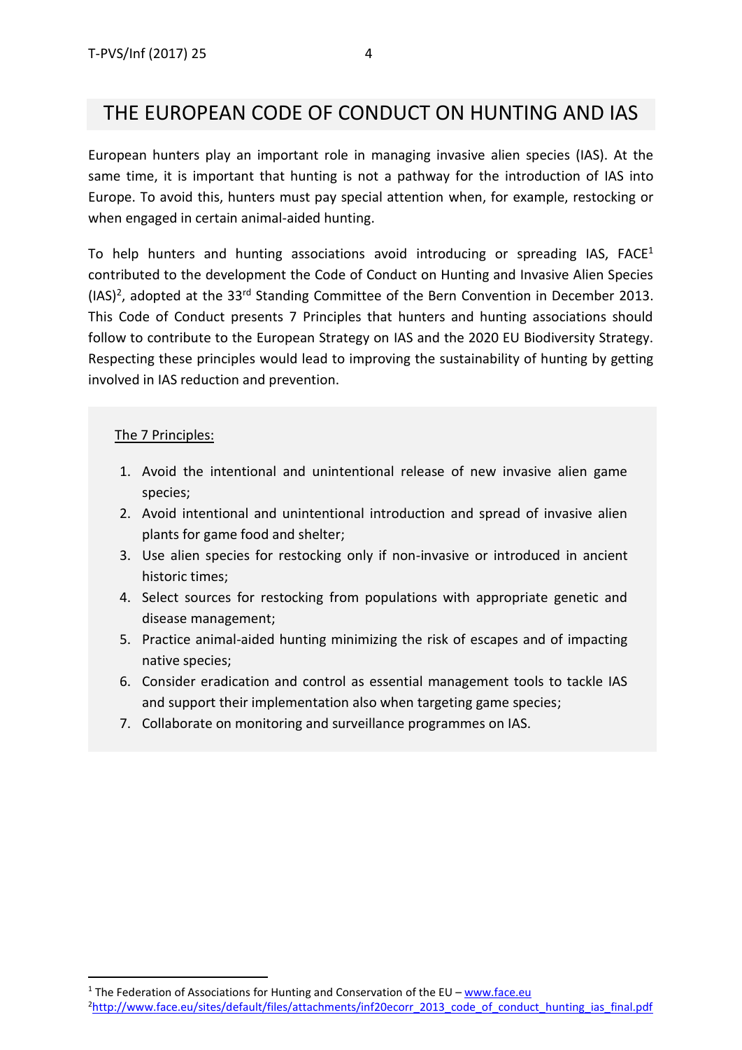# THE EUROPEAN CODE OF CONDUCT ON HUNTING AND IAS

European hunters play an important role in managing invasive alien species (IAS). At the same time, it is important that hunting is not a pathway for the introduction of IAS into Europe. To avoid this, hunters must pay special attention when, for example, restocking or when engaged in certain animal-aided hunting.

To help hunters and hunting associations avoid introducing or spreading IAS, FACE[1] contributed to the development the Code of Conduct on Hunting and Invasive Alien Species (IAS)[2], adopted at the 33rd Standing Committee of the Bern Convention in December 2013. This Code of Conduct presents 7 Principles that hunters and hunting associations should follow to contribute to the European Strategy on IAS and the 2020 EU Biodiversity Strategy. Respecting these principles would lead to improving the sustainability of hunting by getting involved in IAS reduction and prevention.

<u>The 7 Principles:</u>

1. Avoid the intentional and unintentional release of new invasive alien game species;
2. Avoid intentional and unintentional introduction and spread of invasive alien plants for game food and shelter;
3. Use alien species for restocking only if non-invasive or introduced in ancient historic times;
4. Select sources for restocking from populations with appropriate genetic and disease management;
5. Practice animal-aided hunting minimizing the risk of escapes and of impacting native species;
6. Consider eradication and control as essential management tools to tackle IAS and support their implementation also when targeting game species;
7. Collaborate on monitoring and surveillance programmes on IAS.

---

[1] The Federation of Associations for Hunting and Conservation of the EU – www.face.eu

[2] http://www.face.eu/sites/default/files/attachments/inf20ecorr_2013_code_of_conduct_hunting_ias_final.pdf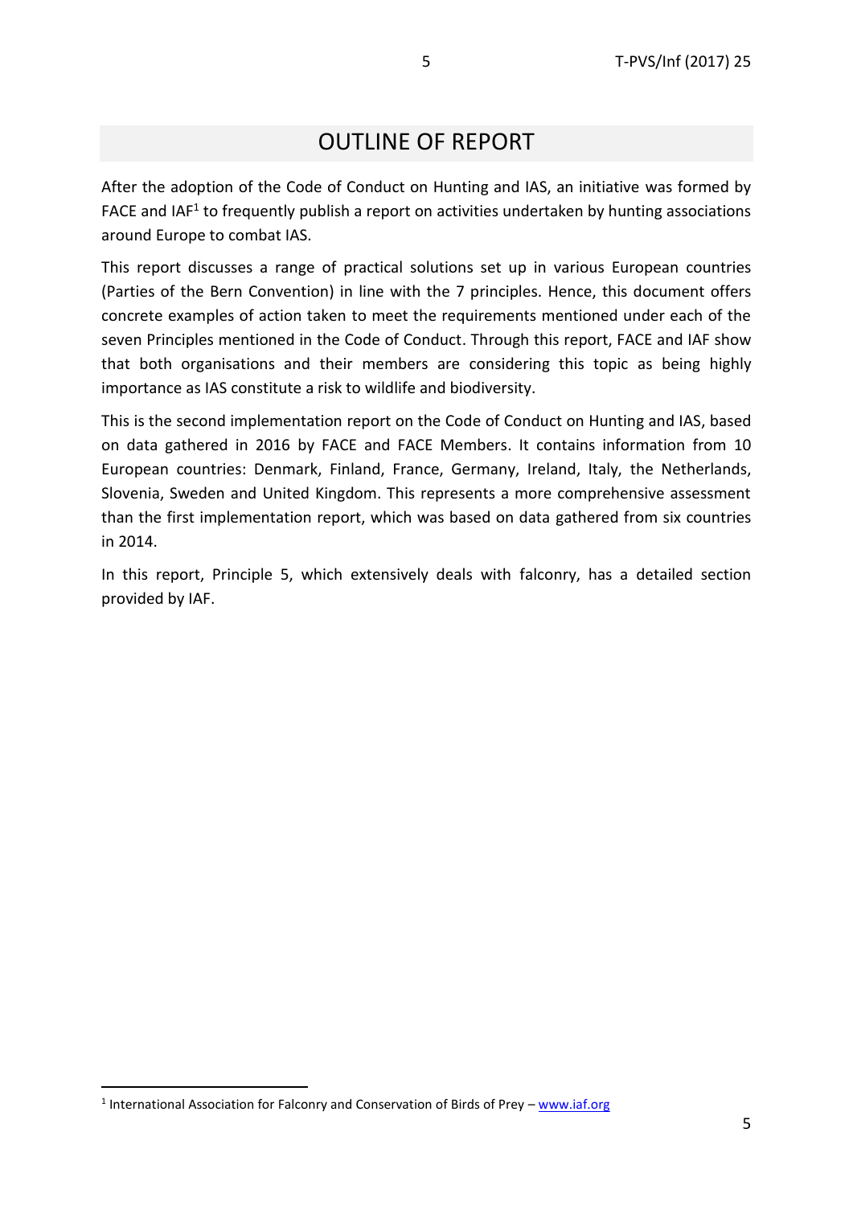# OUTLINE OF REPORT

After the adoption of the Code of Conduct on Hunting and IAS, an initiative was formed by FACE and IAF[1] to frequently publish a report on activities undertaken by hunting associations around Europe to combat IAS.

This report discusses a range of practical solutions set up in various European countries (Parties of the Bern Convention) in line with the 7 principles. Hence, this document offers concrete examples of action taken to meet the requirements mentioned under each of the seven Principles mentioned in the Code of Conduct. Through this report, FACE and IAF show that both organisations and their members are considering this topic as being highly importance as IAS constitute a risk to wildlife and biodiversity.

This is the second implementation report on the Code of Conduct on Hunting and IAS, based on data gathered in 2016 by FACE and FACE Members. It contains information from 10 European countries: Denmark, Finland, France, Germany, Ireland, Italy, the Netherlands, Slovenia, Sweden and United Kingdom. This represents a more comprehensive assessment than the first implementation report, which was based on data gathered from six countries in 2014.

In this report, Principle 5, which extensively deals with falconry, has a detailed section provided by IAF.

---

[1] International Association for Falconry and Conservation of Birds of Prey – www.iaf.org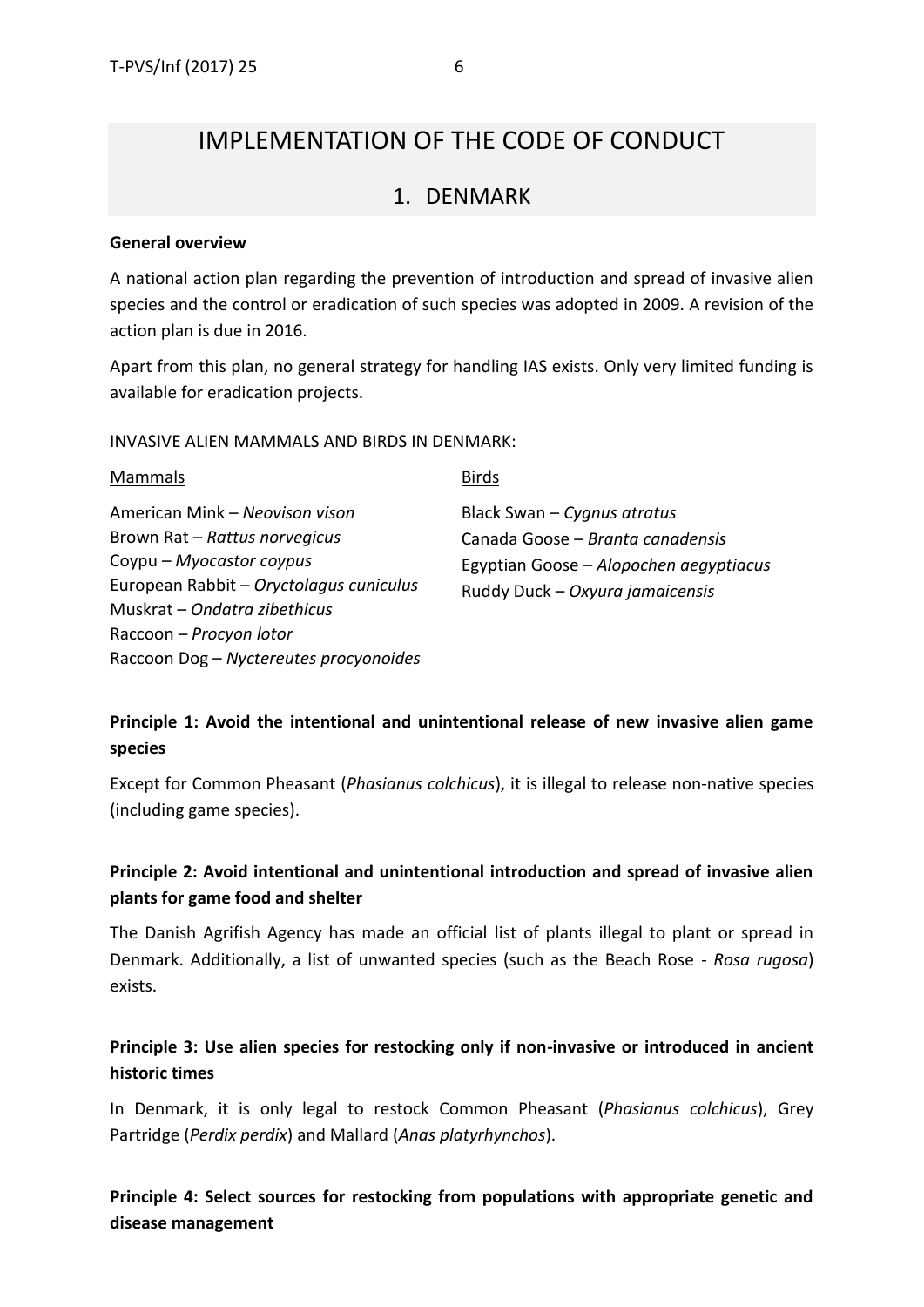# IMPLEMENTATION OF THE CODE OF CONDUCT

## 1. DENMARK

**General overview**

A national action plan regarding the prevention of introduction and spread of invasive alien species and the control or eradication of such species was adopted in 2009. A revision of the action plan is due in 2016.

Apart from this plan, no general strategy for handling IAS exists. Only very limited funding is available for eradication projects.

INVASIVE ALIEN MAMMALS AND BIRDS IN DENMARK:

Mammals

American Mink – *Neovison vison*
Brown Rat – *Rattus norvegicus*
Coypu – *Myocastor coypus*
European Rabbit – *Oryctolagus cuniculus*
Muskrat – *Ondatra zibethicus*
Raccoon – *Procyon lotor*
Raccoon Dog – *Nyctereutes procyonoides*

Birds

Black Swan – *Cygnus atratus*
Canada Goose – *Branta canadensis*
Egyptian Goose – *Alopochen aegyptiacus*
Ruddy Duck – *Oxyura jamaicensis*

**Principle 1: Avoid the intentional and unintentional release of new invasive alien game species**

Except for Common Pheasant (*Phasianus colchicus*), it is illegal to release non-native species (including game species).

**Principle 2: Avoid intentional and unintentional introduction and spread of invasive alien plants for game food and shelter**

The Danish Agrifish Agency has made an official list of plants illegal to plant or spread in Denmark. Additionally, a list of unwanted species (such as the Beach Rose - *Rosa rugosa*) exists.

**Principle 3: Use alien species for restocking only if non-invasive or introduced in ancient historic times**

In Denmark, it is only legal to restock Common Pheasant (*Phasianus colchicus*), Grey Partridge (*Perdix perdix*) and Mallard (*Anas platyrhynchos*).

**Principle 4: Select sources for restocking from populations with appropriate genetic and disease management**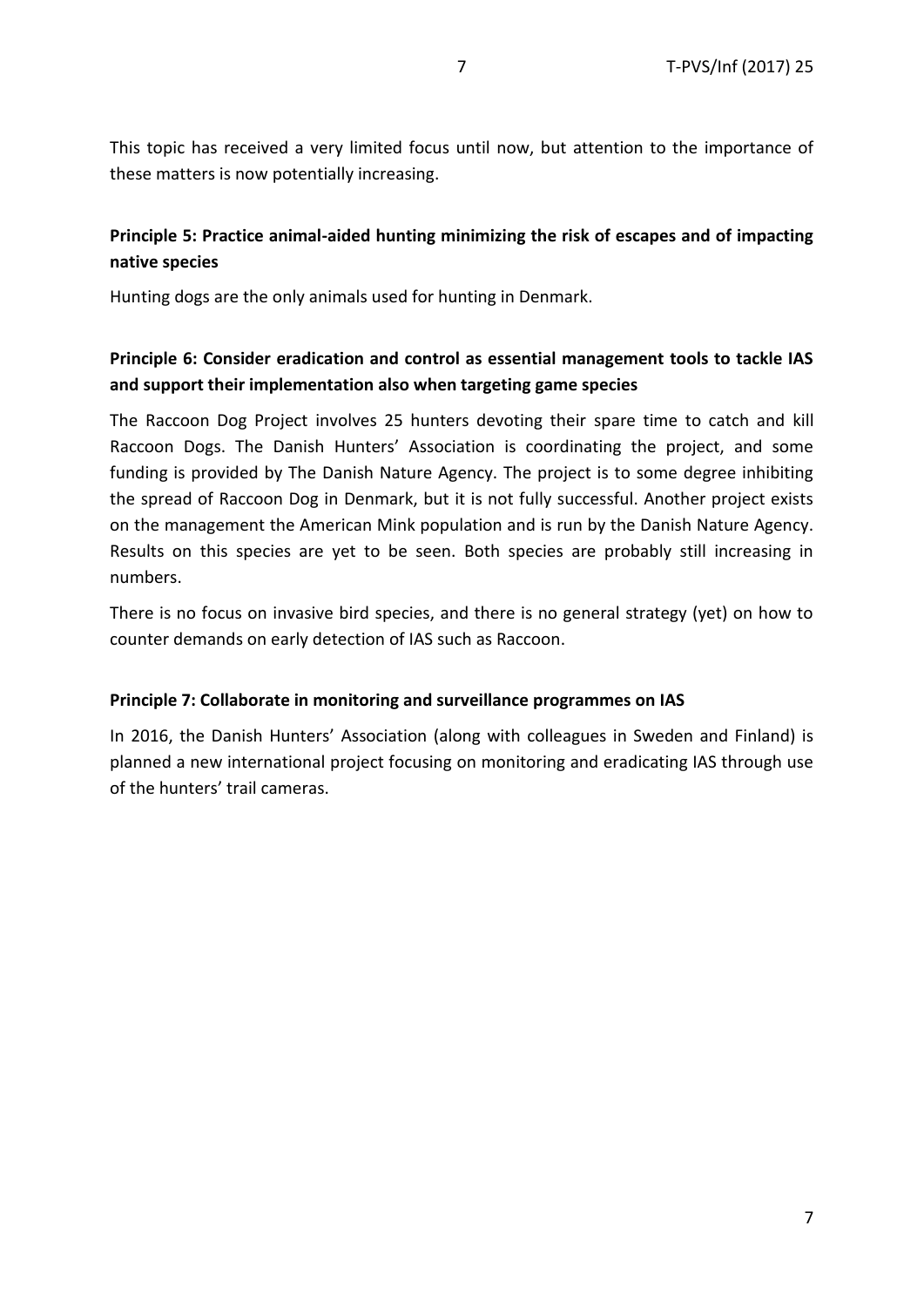This topic has received a very limited focus until now, but attention to the importance of these matters is now potentially increasing.

**Principle 5: Practice animal-aided hunting minimizing the risk of escapes and of impacting native species**

Hunting dogs are the only animals used for hunting in Denmark.

**Principle 6: Consider eradication and control as essential management tools to tackle IAS and support their implementation also when targeting game species**

The Raccoon Dog Project involves 25 hunters devoting their spare time to catch and kill Raccoon Dogs. The Danish Hunters' Association is coordinating the project, and some funding is provided by The Danish Nature Agency. The project is to some degree inhibiting the spread of Raccoon Dog in Denmark, but it is not fully successful. Another project exists on the management the American Mink population and is run by the Danish Nature Agency. Results on this species are yet to be seen. Both species are probably still increasing in numbers.

There is no focus on invasive bird species, and there is no general strategy (yet) on how to counter demands on early detection of IAS such as Raccoon.

**Principle 7: Collaborate in monitoring and surveillance programmes on IAS**

In 2016, the Danish Hunters' Association (along with colleagues in Sweden and Finland) is planned a new international project focusing on monitoring and eradicating IAS through use of the hunters' trail cameras.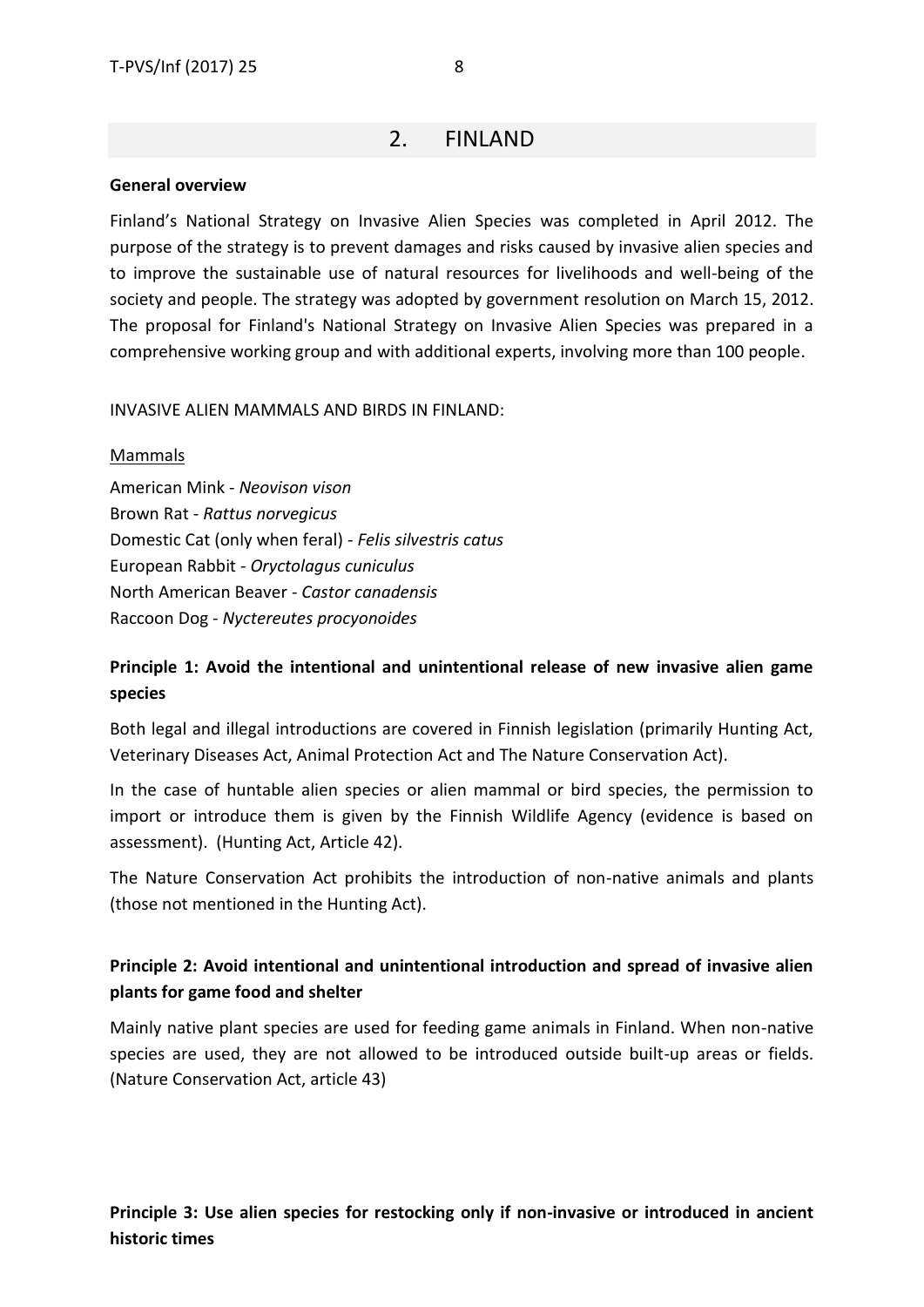## 2. FINLAND

**General overview**

Finland's National Strategy on Invasive Alien Species was completed in April 2012. The purpose of the strategy is to prevent damages and risks caused by invasive alien species and to improve the sustainable use of natural resources for livelihoods and well-being of the society and people. The strategy was adopted by government resolution on March 15, 2012. The proposal for Finland's National Strategy on Invasive Alien Species was prepared in a comprehensive working group and with additional experts, involving more than 100 people.

INVASIVE ALIEN MAMMALS AND BIRDS IN FINLAND:

Mammals

American Mink - *Neovison vison*
Brown Rat - *Rattus norvegicus*
Domestic Cat (only when feral) - *Felis silvestris catus*
European Rabbit - *Oryctolagus cuniculus*
North American Beaver - *Castor canadensis*
Raccoon Dog - *Nyctereutes procyonoides*

**Principle 1: Avoid the intentional and unintentional release of new invasive alien game species**

Both legal and illegal introductions are covered in Finnish legislation (primarily Hunting Act, Veterinary Diseases Act, Animal Protection Act and The Nature Conservation Act).

In the case of huntable alien species or alien mammal or bird species, the permission to import or introduce them is given by the Finnish Wildlife Agency (evidence is based on assessment). (Hunting Act, Article 42).

The Nature Conservation Act prohibits the introduction of non-native animals and plants (those not mentioned in the Hunting Act).

**Principle 2: Avoid intentional and unintentional introduction and spread of invasive alien plants for game food and shelter**

Mainly native plant species are used for feeding game animals in Finland. When non-native species are used, they are not allowed to be introduced outside built-up areas or fields. (Nature Conservation Act, article 43)

**Principle 3: Use alien species for restocking only if non-invasive or introduced in ancient historic times**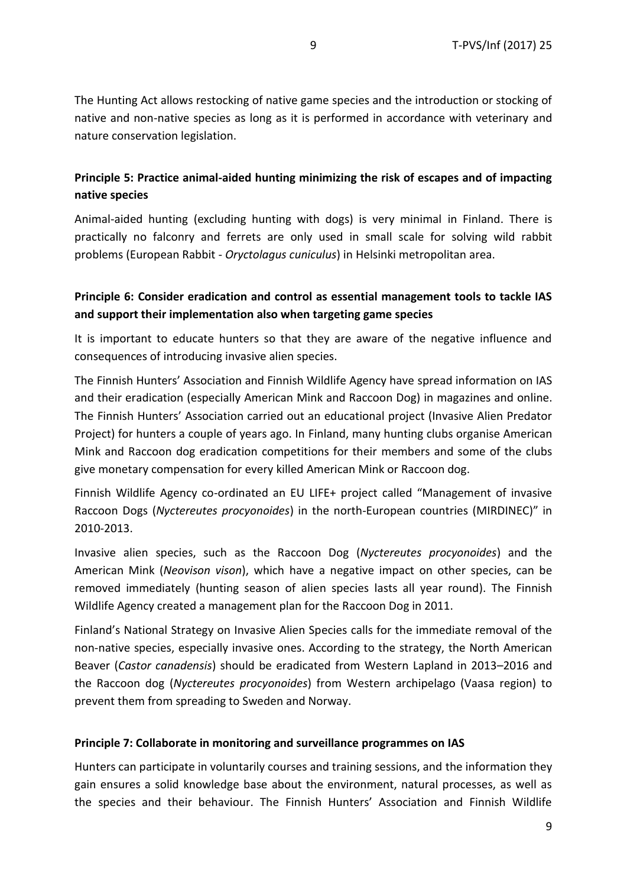The Hunting Act allows restocking of native game species and the introduction or stocking of native and non-native species as long as it is performed in accordance with veterinary and nature conservation legislation.

**Principle 5: Practice animal-aided hunting minimizing the risk of escapes and of impacting native species**

Animal-aided hunting (excluding hunting with dogs) is very minimal in Finland. There is practically no falconry and ferrets are only used in small scale for solving wild rabbit problems (European Rabbit - *Oryctolagus cuniculus*) in Helsinki metropolitan area.

**Principle 6: Consider eradication and control as essential management tools to tackle IAS and support their implementation also when targeting game species**

It is important to educate hunters so that they are aware of the negative influence and consequences of introducing invasive alien species.

The Finnish Hunters' Association and Finnish Wildlife Agency have spread information on IAS and their eradication (especially American Mink and Raccoon Dog) in magazines and online. The Finnish Hunters' Association carried out an educational project (Invasive Alien Predator Project) for hunters a couple of years ago. In Finland, many hunting clubs organise American Mink and Raccoon dog eradication competitions for their members and some of the clubs give monetary compensation for every killed American Mink or Raccoon dog.

Finnish Wildlife Agency co-ordinated an EU LIFE+ project called "Management of invasive Raccoon Dogs (*Nyctereutes procyonoides*) in the north-European countries (MIRDINEC)" in 2010-2013.

Invasive alien species, such as the Raccoon Dog (*Nyctereutes procyonoides*) and the American Mink (*Neovison vison*), which have a negative impact on other species, can be removed immediately (hunting season of alien species lasts all year round). The Finnish Wildlife Agency created a management plan for the Raccoon Dog in 2011.

Finland's National Strategy on Invasive Alien Species calls for the immediate removal of the non-native species, especially invasive ones. According to the strategy, the North American Beaver (*Castor canadensis*) should be eradicated from Western Lapland in 2013–2016 and the Raccoon dog (*Nyctereutes procyonoides*) from Western archipelago (Vaasa region) to prevent them from spreading to Sweden and Norway.

**Principle 7: Collaborate in monitoring and surveillance programmes on IAS**

Hunters can participate in voluntarily courses and training sessions, and the information they gain ensures a solid knowledge base about the environment, natural processes, as well as the species and their behaviour. The Finnish Hunters' Association and Finnish Wildlife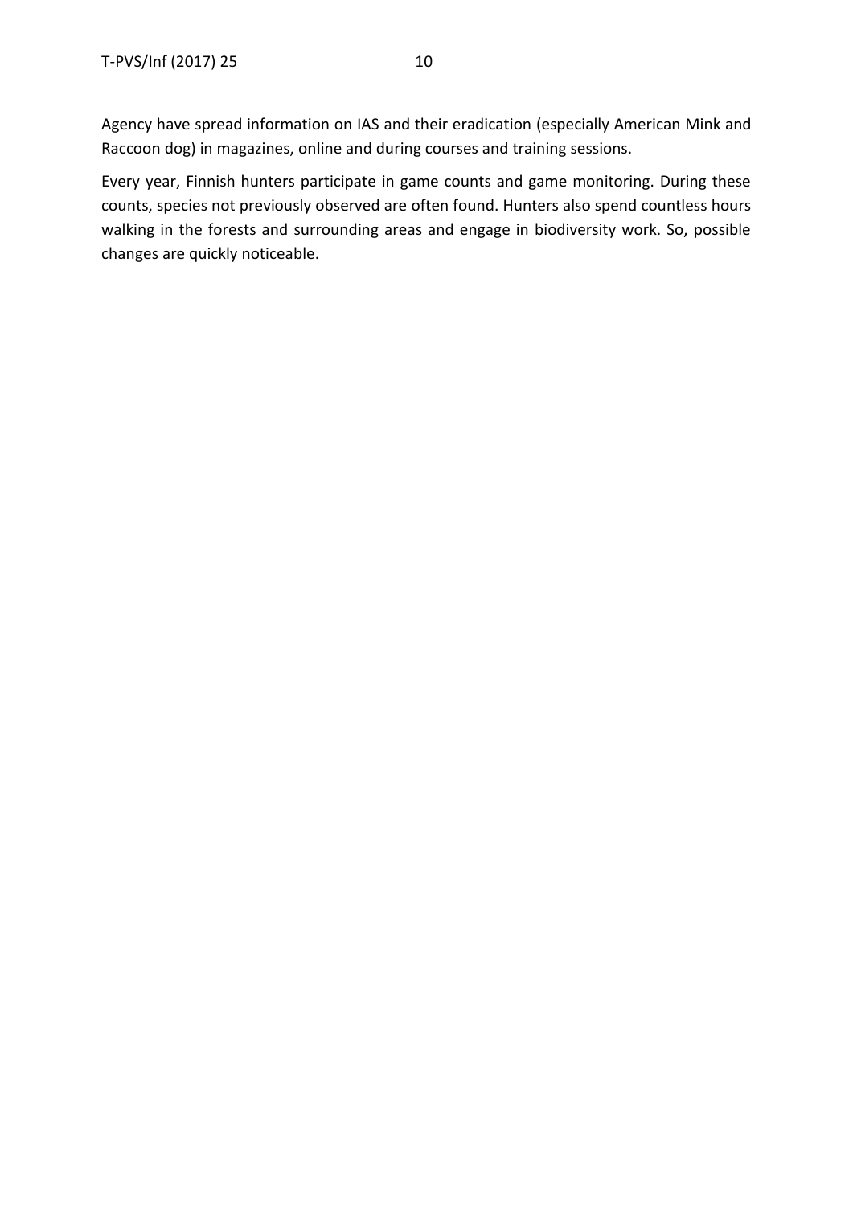Agency have spread information on IAS and their eradication (especially American Mink and Raccoon dog) in magazines, online and during courses and training sessions.

Every year, Finnish hunters participate in game counts and game monitoring. During these counts, species not previously observed are often found. Hunters also spend countless hours walking in the forests and surrounding areas and engage in biodiversity work. So, possible changes are quickly noticeable.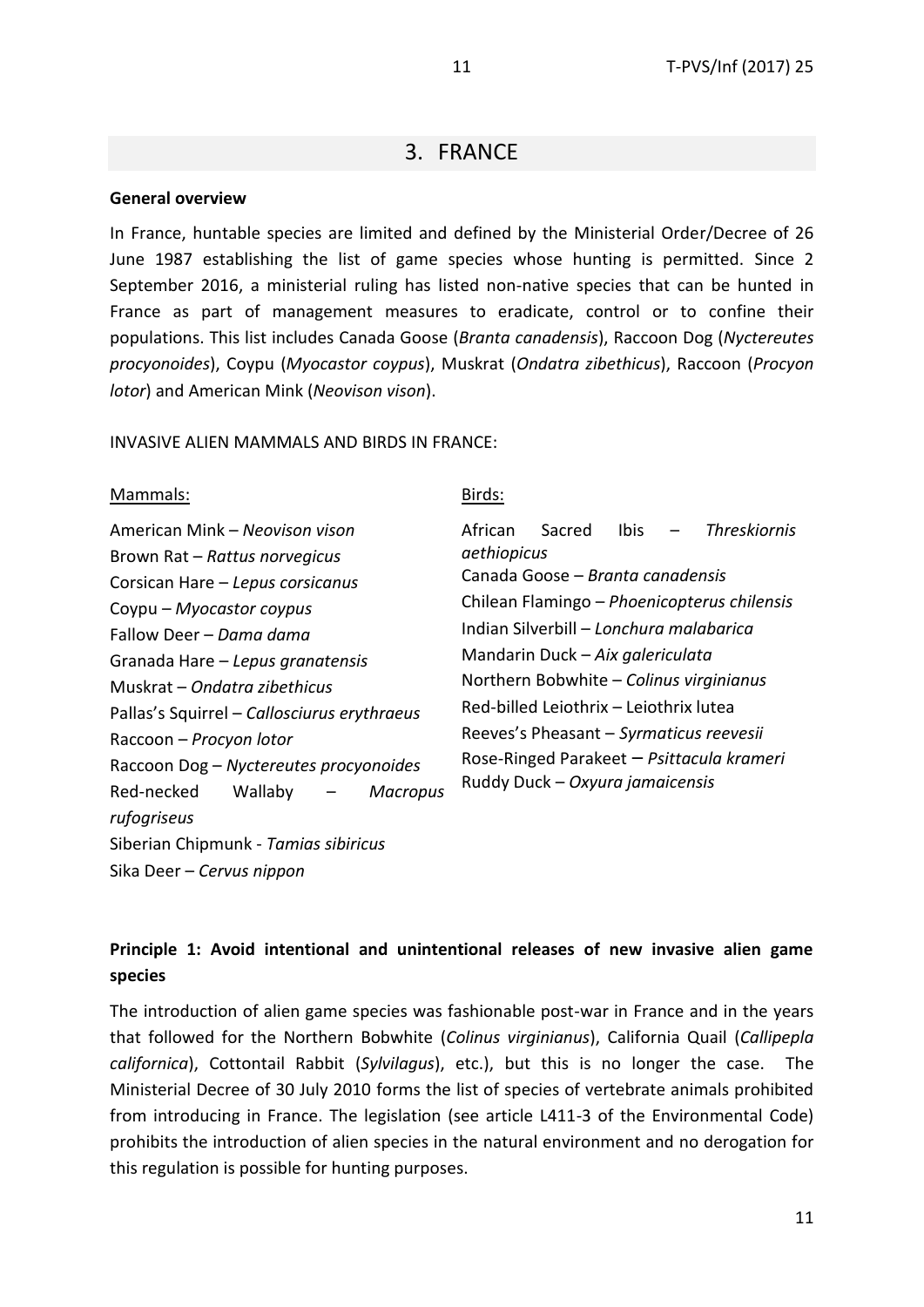## 3. FRANCE

**General overview**

In France, huntable species are limited and defined by the Ministerial Order/Decree of 26 June 1987 establishing the list of game species whose hunting is permitted. Since 2 September 2016, a ministerial ruling has listed non-native species that can be hunted in France as part of management measures to eradicate, control or to confine their populations. This list includes Canada Goose (*Branta canadensis*), Raccoon Dog (*Nyctereutes procyonoides*), Coypu (*Myocastor coypus*), Muskrat (*Ondatra zibethicus*), Raccoon (*Procyon lotor*) and American Mink (*Neovison vison*).

INVASIVE ALIEN MAMMALS AND BIRDS IN FRANCE:

Mammals:

American Mink – *Neovison vison*
Brown Rat – *Rattus norvegicus*
Corsican Hare – *Lepus corsicanus*
Coypu – *Myocastor coypus*
Fallow Deer – *Dama dama*
Granada Hare – *Lepus granatensis*
Muskrat – *Ondatra zibethicus*
Pallas's Squirrel – *Callosciurus erythraeus*
Raccoon – *Procyon lotor*
Raccoon Dog – *Nyctereutes procyonoides*
Red-necked Wallaby – *Macropus rufogriseus*
Siberian Chipmunk - *Tamias sibiricus*
Sika Deer – *Cervus nippon*

Birds:

African Sacred Ibis – *Threskiornis aethiopicus*
Canada Goose – *Branta canadensis*
Chilean Flamingo – *Phoenicopterus chilensis*
Indian Silverbill – *Lonchura malabarica*
Mandarin Duck – *Aix galericulata*
Northern Bobwhite – *Colinus virginianus*
Red-billed Leiothrix – Leiothrix lutea
Reeves's Pheasant – *Syrmaticus reevesii*
Rose-Ringed Parakeet – *Psittacula krameri*
Ruddy Duck – *Oxyura jamaicensis*

**Principle 1: Avoid intentional and unintentional releases of new invasive alien game species**

The introduction of alien game species was fashionable post-war in France and in the years that followed for the Northern Bobwhite (*Colinus virginianus*), California Quail (*Callipepla californica*), Cottontail Rabbit (*Sylvilagus*), etc.), but this is no longer the case. The Ministerial Decree of 30 July 2010 forms the list of species of vertebrate animals prohibited from introducing in France. The legislation (see article L411-3 of the Environmental Code) prohibits the introduction of alien species in the natural environment and no derogation for this regulation is possible for hunting purposes.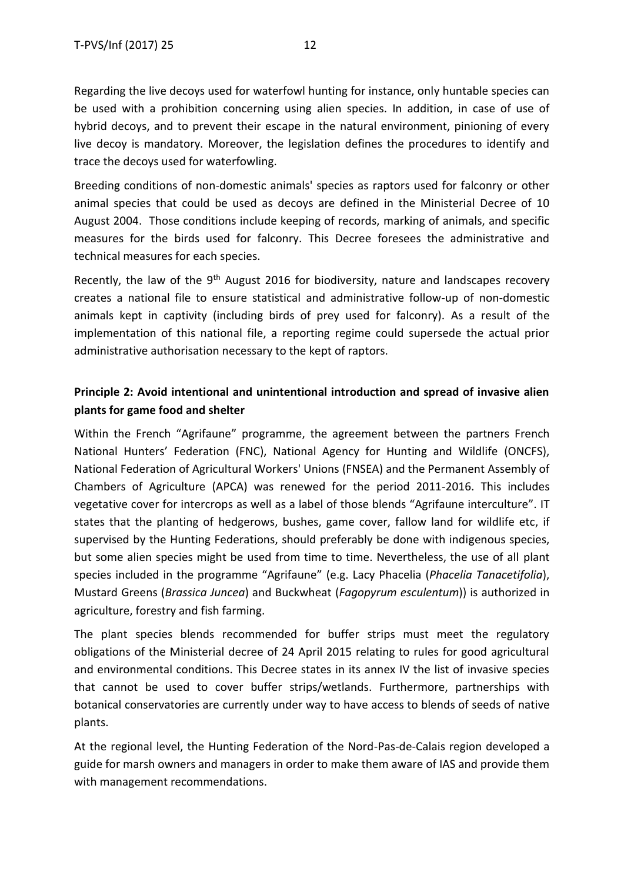Regarding the live decoys used for waterfowl hunting for instance, only huntable species can be used with a prohibition concerning using alien species. In addition, in case of use of hybrid decoys, and to prevent their escape in the natural environment, pinioning of every live decoy is mandatory. Moreover, the legislation defines the procedures to identify and trace the decoys used for waterfowling.

Breeding conditions of non-domestic animals' species as raptors used for falconry or other animal species that could be used as decoys are defined in the Ministerial Decree of 10 August 2004. Those conditions include keeping of records, marking of animals, and specific measures for the birds used for falconry. This Decree foresees the administrative and technical measures for each species.

Recently, the law of the 9th August 2016 for biodiversity, nature and landscapes recovery creates a national file to ensure statistical and administrative follow-up of non-domestic animals kept in captivity (including birds of prey used for falconry). As a result of the implementation of this national file, a reporting regime could supersede the actual prior administrative authorisation necessary to the kept of raptors.

### Principle 2: Avoid intentional and unintentional introduction and spread of invasive alien plants for game food and shelter

Within the French "Agrifaune" programme, the agreement between the partners French National Hunters' Federation (FNC), National Agency for Hunting and Wildlife (ONCFS), National Federation of Agricultural Workers' Unions (FNSEA) and the Permanent Assembly of Chambers of Agriculture (APCA) was renewed for the period 2011-2016. This includes vegetative cover for intercrops as well as a label of those blends "Agrifaune interculture". IT states that the planting of hedgerows, bushes, game cover, fallow land for wildlife etc, if supervised by the Hunting Federations, should preferably be done with indigenous species, but some alien species might be used from time to time. Nevertheless, the use of all plant species included in the programme "Agrifaune" (e.g. Lacy Phacelia (*Phacelia Tanacetifolia*), Mustard Greens (*Brassica Juncea*) and Buckwheat (*Fagopyrum esculentum*)) is authorized in agriculture, forestry and fish farming.

The plant species blends recommended for buffer strips must meet the regulatory obligations of the Ministerial decree of 24 April 2015 relating to rules for good agricultural and environmental conditions. This Decree states in its annex IV the list of invasive species that cannot be used to cover buffer strips/wetlands. Furthermore, partnerships with botanical conservatories are currently under way to have access to blends of seeds of native plants.

At the regional level, the Hunting Federation of the Nord-Pas-de-Calais region developed a guide for marsh owners and managers in order to make them aware of IAS and provide them with management recommendations.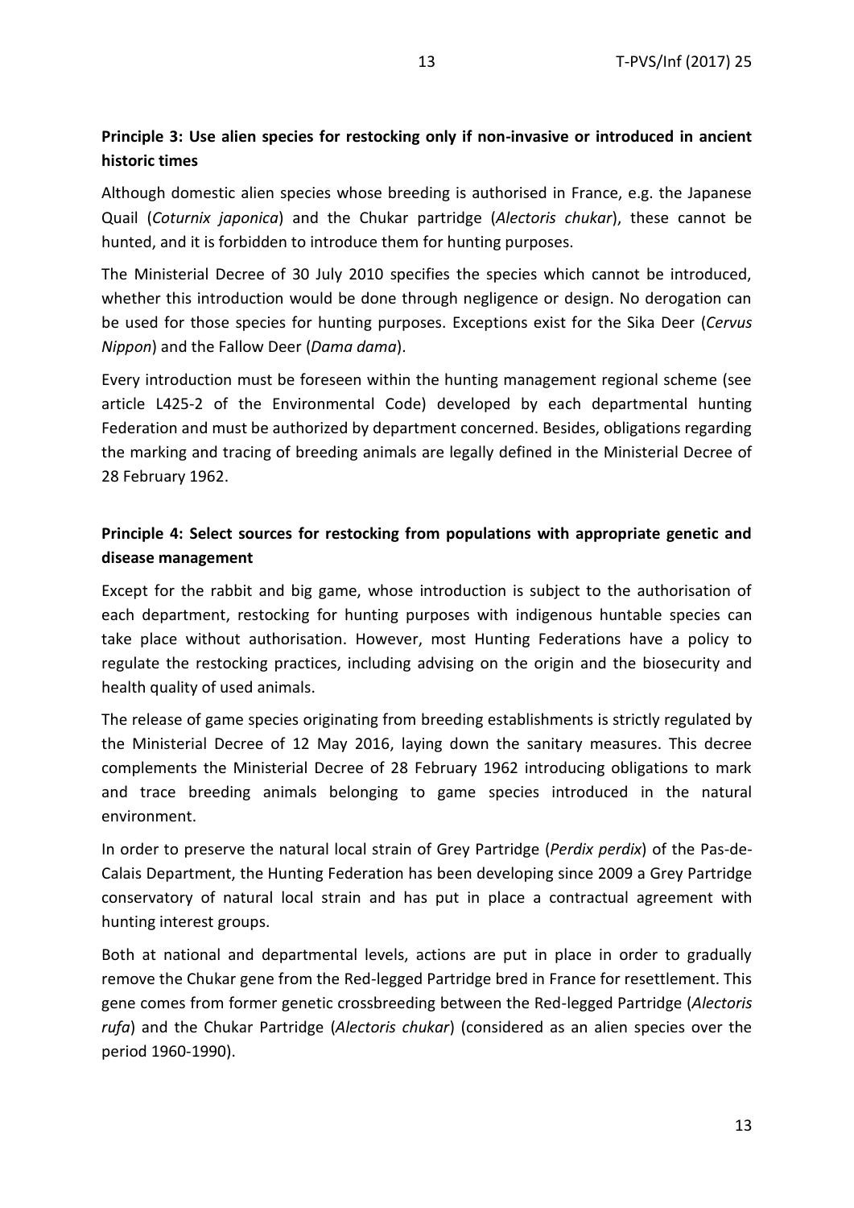**Principle 3: Use alien species for restocking only if non-invasive or introduced in ancient historic times**

Although domestic alien species whose breeding is authorised in France, e.g. the Japanese Quail (*Coturnix japonica*) and the Chukar partridge (*Alectoris chukar*), these cannot be hunted, and it is forbidden to introduce them for hunting purposes.

The Ministerial Decree of 30 July 2010 specifies the species which cannot be introduced, whether this introduction would be done through negligence or design. No derogation can be used for those species for hunting purposes. Exceptions exist for the Sika Deer (*Cervus Nippon*) and the Fallow Deer (*Dama dama*).

Every introduction must be foreseen within the hunting management regional scheme (see article L425-2 of the Environmental Code) developed by each departmental hunting Federation and must be authorized by department concerned. Besides, obligations regarding the marking and tracing of breeding animals are legally defined in the Ministerial Decree of 28 February 1962.

**Principle 4: Select sources for restocking from populations with appropriate genetic and disease management**

Except for the rabbit and big game, whose introduction is subject to the authorisation of each department, restocking for hunting purposes with indigenous huntable species can take place without authorisation. However, most Hunting Federations have a policy to regulate the restocking practices, including advising on the origin and the biosecurity and health quality of used animals.

The release of game species originating from breeding establishments is strictly regulated by the Ministerial Decree of 12 May 2016, laying down the sanitary measures. This decree complements the Ministerial Decree of 28 February 1962 introducing obligations to mark and trace breeding animals belonging to game species introduced in the natural environment.

In order to preserve the natural local strain of Grey Partridge (*Perdix perdix*) of the Pas-de-Calais Department, the Hunting Federation has been developing since 2009 a Grey Partridge conservatory of natural local strain and has put in place a contractual agreement with hunting interest groups.

Both at national and departmental levels, actions are put in place in order to gradually remove the Chukar gene from the Red-legged Partridge bred in France for resettlement. This gene comes from former genetic crossbreeding between the Red-legged Partridge (*Alectoris rufa*) and the Chukar Partridge (*Alectoris chukar*) (considered as an alien species over the period 1960-1990).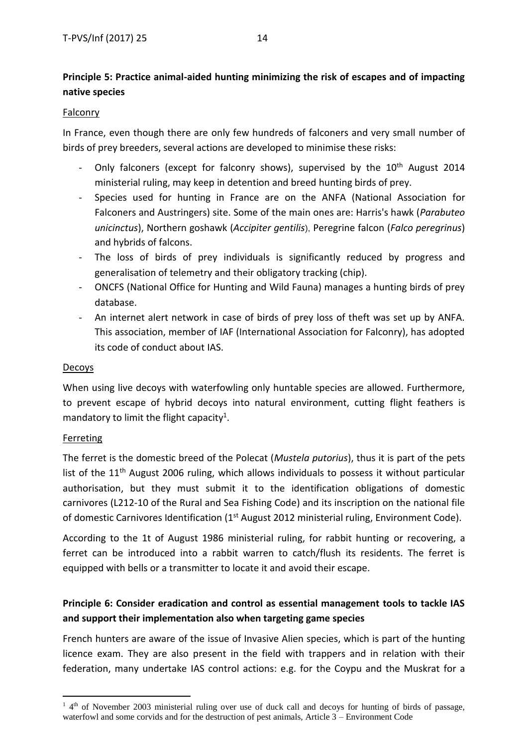**Principle 5: Practice animal-aided hunting minimizing the risk of escapes and of impacting native species**

Falconry

In France, even though there are only few hundreds of falconers and very small number of birds of prey breeders, several actions are developed to minimise these risks:

- Only falconers (except for falconry shows), supervised by the 10th August 2014 ministerial ruling, may keep in detention and breed hunting birds of prey.
- Species used for hunting in France are on the ANFA (National Association for Falconers and Austringers) site. Some of the main ones are: Harris's hawk (*Parabuteo unicinctus*), Northern goshawk (*Accipiter gentilis*), Peregrine falcon (*Falco peregrinus*) and hybrids of falcons.
- The loss of birds of prey individuals is significantly reduced by progress and generalisation of telemetry and their obligatory tracking (chip).
- ONCFS (National Office for Hunting and Wild Fauna) manages a hunting birds of prey database.
- An internet alert network in case of birds of prey loss of theft was set up by ANFA. This association, member of IAF (International Association for Falconry), has adopted its code of conduct about IAS.

Decoys

When using live decoys with waterfowling only huntable species are allowed. Furthermore, to prevent escape of hybrid decoys into natural environment, cutting flight feathers is mandatory to limit the flight capacity[1].

Ferreting

The ferret is the domestic breed of the Polecat (*Mustela putorius*), thus it is part of the pets list of the 11th August 2006 ruling, which allows individuals to possess it without particular authorisation, but they must submit it to the identification obligations of domestic carnivores (L212-10 of the Rural and Sea Fishing Code) and its inscription on the national file of domestic Carnivores Identification (1st August 2012 ministerial ruling, Environment Code).

According to the 1t of August 1986 ministerial ruling, for rabbit hunting or recovering, a ferret can be introduced into a rabbit warren to catch/flush its residents. The ferret is equipped with bells or a transmitter to locate it and avoid their escape.

**Principle 6: Consider eradication and control as essential management tools to tackle IAS and support their implementation also when targeting game species**

French hunters are aware of the issue of Invasive Alien species, which is part of the hunting licence exam. They are also present in the field with trappers and in relation with their federation, many undertake IAS control actions: e.g. for the Coypu and the Muskrat for a

[1] 4th of November 2003 ministerial ruling over use of duck call and decoys for hunting of birds of passage, waterfowl and some corvids and for the destruction of pest animals, Article 3 – Environment Code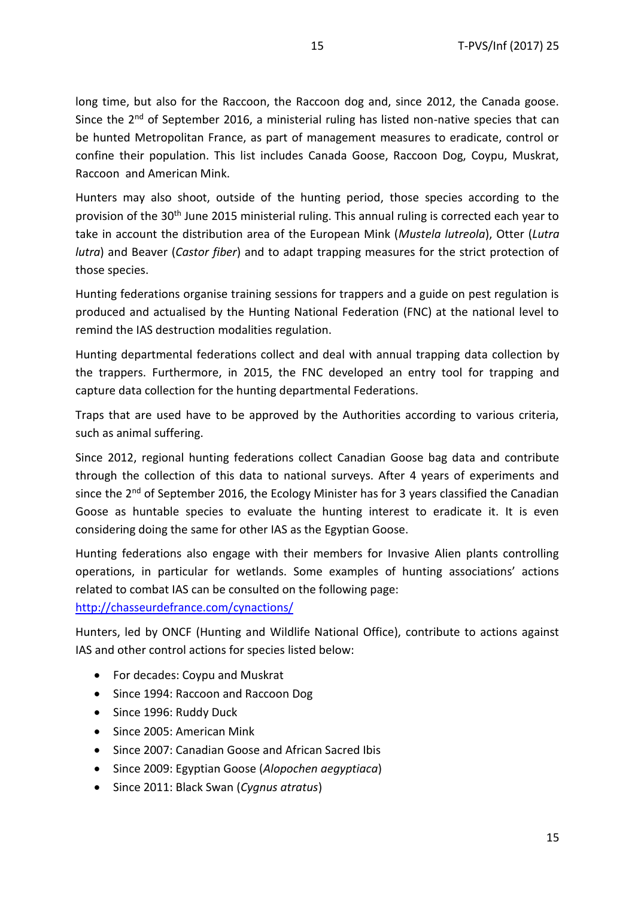long time, but also for the Raccoon, the Raccoon dog and, since 2012, the Canada goose. Since the 2nd of September 2016, a ministerial ruling has listed non-native species that can be hunted Metropolitan France, as part of management measures to eradicate, control or confine their population. This list includes Canada Goose, Raccoon Dog, Coypu, Muskrat, Raccoon and American Mink.

Hunters may also shoot, outside of the hunting period, those species according to the provision of the 30th June 2015 ministerial ruling. This annual ruling is corrected each year to take in account the distribution area of the European Mink (*Mustela lutreola*), Otter (*Lutra lutra*) and Beaver (*Castor fiber*) and to adapt trapping measures for the strict protection of those species.

Hunting federations organise training sessions for trappers and a guide on pest regulation is produced and actualised by the Hunting National Federation (FNC) at the national level to remind the IAS destruction modalities regulation.

Hunting departmental federations collect and deal with annual trapping data collection by the trappers. Furthermore, in 2015, the FNC developed an entry tool for trapping and capture data collection for the hunting departmental Federations.

Traps that are used have to be approved by the Authorities according to various criteria, such as animal suffering.

Since 2012, regional hunting federations collect Canadian Goose bag data and contribute through the collection of this data to national surveys. After 4 years of experiments and since the 2nd of September 2016, the Ecology Minister has for 3 years classified the Canadian Goose as huntable species to evaluate the hunting interest to eradicate it. It is even considering doing the same for other IAS as the Egyptian Goose.

Hunting federations also engage with their members for Invasive Alien plants controlling operations, in particular for wetlands. Some examples of hunting associations' actions related to combat IAS can be consulted on the following page: [http://chasseurdefrance.com/cynactions/](http://chasseurdefrance.com/cynactions/)

Hunters, led by ONCF (Hunting and Wildlife National Office), contribute to actions against IAS and other control actions for species listed below:

- For decades: Coypu and Muskrat
- Since 1994: Raccoon and Raccoon Dog
- Since 1996: Ruddy Duck
- Since 2005: American Mink
- Since 2007: Canadian Goose and African Sacred Ibis
- Since 2009: Egyptian Goose (*Alopochen aegyptiaca*)
- Since 2011: Black Swan (*Cygnus atratus*)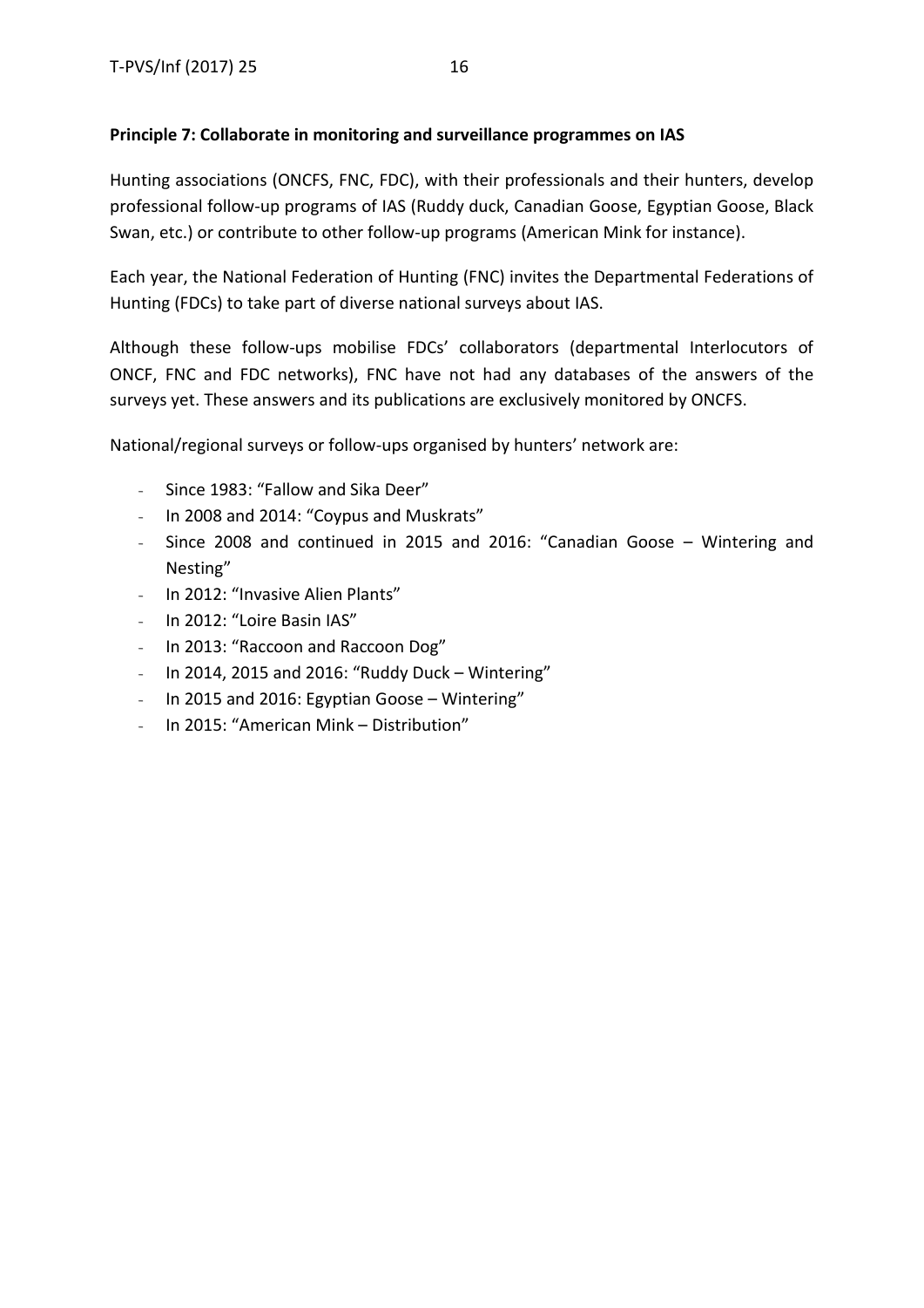**Principle 7: Collaborate in monitoring and surveillance programmes on IAS**

Hunting associations (ONCFS, FNC, FDC), with their professionals and their hunters, develop professional follow-up programs of IAS (Ruddy duck, Canadian Goose, Egyptian Goose, Black Swan, etc.) or contribute to other follow-up programs (American Mink for instance).

Each year, the National Federation of Hunting (FNC) invites the Departmental Federations of Hunting (FDCs) to take part of diverse national surveys about IAS.

Although these follow-ups mobilise FDCs' collaborators (departmental Interlocutors of ONCF, FNC and FDC networks), FNC have not had any databases of the answers of the surveys yet. These answers and its publications are exclusively monitored by ONCFS.

National/regional surveys or follow-ups organised by hunters' network are:

- Since 1983: "Fallow and Sika Deer"
- In 2008 and 2014: "Coypus and Muskrats"
- Since 2008 and continued in 2015 and 2016: "Canadian Goose – Wintering and Nesting"
- In 2012: "Invasive Alien Plants"
- In 2012: "Loire Basin IAS"
- In 2013: "Raccoon and Raccoon Dog"
- In 2014, 2015 and 2016: "Ruddy Duck – Wintering"
- In 2015 and 2016: Egyptian Goose – Wintering"
- In 2015: "American Mink – Distribution"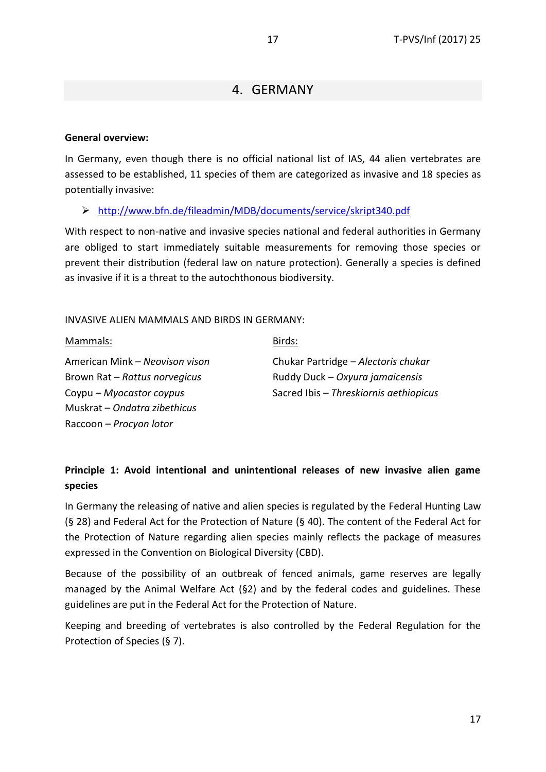# 4. GERMANY

**General overview:**

In Germany, even though there is no official national list of IAS, 44 alien vertebrates are assessed to be established, 11 species of them are categorized as invasive and 18 species as potentially invasive:

- http://www.bfn.de/fileadmin/MDB/documents/service/skript340.pdf

With respect to non-native and invasive species national and federal authorities in Germany are obliged to start immediately suitable measurements for removing those species or prevent their distribution (federal law on nature protection). Generally a species is defined as invasive if it is a threat to the autochthonous biodiversity.

INVASIVE ALIEN MAMMALS AND BIRDS IN GERMANY:

<u>Mammals:</u>

American Mink – *Neovison vison*  
Brown Rat – *Rattus norvegicus*  
Coypu – *Myocastor coypus*  
Muskrat – *Ondatra zibethicus*  
Raccoon – *Procyon lotor*

<u>Birds:</u>

Chukar Partridge – *Alectoris chukar*  
Ruddy Duck – *Oxyura jamaicensis*  
Sacred Ibis – *Threskiornis aethiopicus*

**Principle 1: Avoid intentional and unintentional releases of new invasive alien game species**

In Germany the releasing of native and alien species is regulated by the Federal Hunting Law (§ 28) and Federal Act for the Protection of Nature (§ 40). The content of the Federal Act for the Protection of Nature regarding alien species mainly reflects the package of measures expressed in the Convention on Biological Diversity (CBD).

Because of the possibility of an outbreak of fenced animals, game reserves are legally managed by the Animal Welfare Act (§2) and by the federal codes and guidelines. These guidelines are put in the Federal Act for the Protection of Nature.

Keeping and breeding of vertebrates is also controlled by the Federal Regulation for the Protection of Species (§ 7).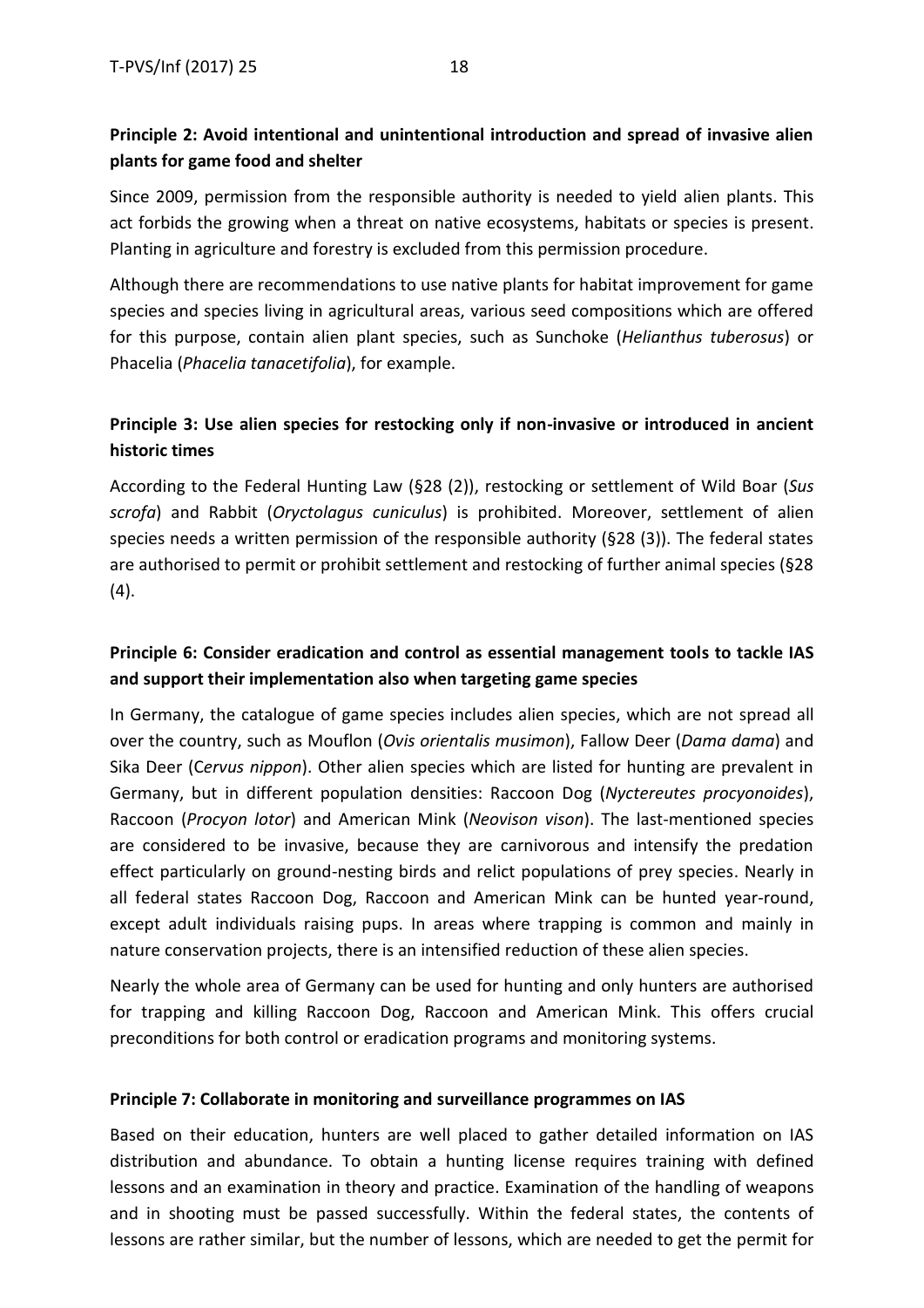**Principle 2: Avoid intentional and unintentional introduction and spread of invasive alien plants for game food and shelter**

Since 2009, permission from the responsible authority is needed to yield alien plants. This act forbids the growing when a threat on native ecosystems, habitats or species is present. Planting in agriculture and forestry is excluded from this permission procedure.

Although there are recommendations to use native plants for habitat improvement for game species and species living in agricultural areas, various seed compositions which are offered for this purpose, contain alien plant species, such as Sunchoke (*Helianthus tuberosus*) or Phacelia (*Phacelia tanacetifolia*), for example.

**Principle 3: Use alien species for restocking only if non-invasive or introduced in ancient historic times**

According to the Federal Hunting Law (§28 (2)), restocking or settlement of Wild Boar (*Sus scrofa*) and Rabbit (*Oryctolagus cuniculus*) is prohibited. Moreover, settlement of alien species needs a written permission of the responsible authority (§28 (3)). The federal states are authorised to permit or prohibit settlement and restocking of further animal species (§28 (4).

**Principle 6: Consider eradication and control as essential management tools to tackle IAS and support their implementation also when targeting game species**

In Germany, the catalogue of game species includes alien species, which are not spread all over the country, such as Mouflon (*Ovis orientalis musimon*), Fallow Deer (*Dama dama*) and Sika Deer (*Cervus nippon*). Other alien species which are listed for hunting are prevalent in Germany, but in different population densities: Raccoon Dog (*Nyctereutes procyonoides*), Raccoon (*Procyon lotor*) and American Mink (*Neovison vison*). The last-mentioned species are considered to be invasive, because they are carnivorous and intensify the predation effect particularly on ground-nesting birds and relict populations of prey species. Nearly in all federal states Raccoon Dog, Raccoon and American Mink can be hunted year-round, except adult individuals raising pups. In areas where trapping is common and mainly in nature conservation projects, there is an intensified reduction of these alien species.

Nearly the whole area of Germany can be used for hunting and only hunters are authorised for trapping and killing Raccoon Dog, Raccoon and American Mink. This offers crucial preconditions for both control or eradication programs and monitoring systems.

**Principle 7: Collaborate in monitoring and surveillance programmes on IAS**

Based on their education, hunters are well placed to gather detailed information on IAS distribution and abundance. To obtain a hunting license requires training with defined lessons and an examination in theory and practice. Examination of the handling of weapons and in shooting must be passed successfully. Within the federal states, the contents of lessons are rather similar, but the number of lessons, which are needed to get the permit for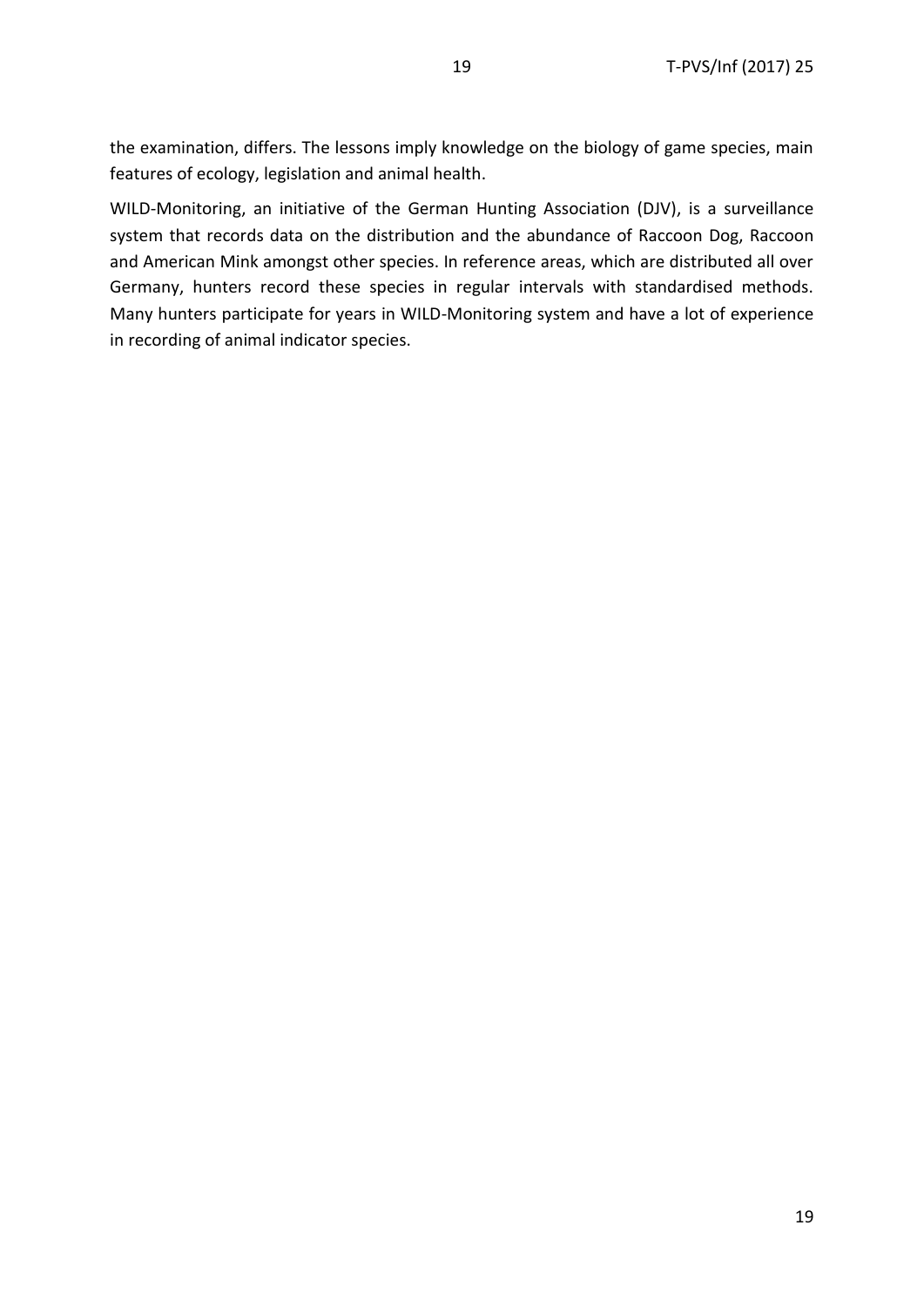the examination, differs. The lessons imply knowledge on the biology of game species, main features of ecology, legislation and animal health.

WILD-Monitoring, an initiative of the German Hunting Association (DJV), is a surveillance system that records data on the distribution and the abundance of Raccoon Dog, Raccoon and American Mink amongst other species. In reference areas, which are distributed all over Germany, hunters record these species in regular intervals with standardised methods. Many hunters participate for years in WILD-Monitoring system and have a lot of experience in recording of animal indicator species.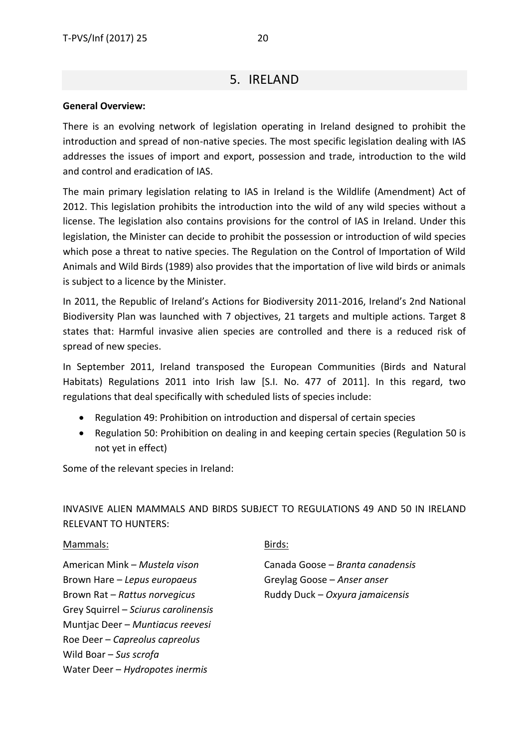## 5. IRELAND

**General Overview:**

There is an evolving network of legislation operating in Ireland designed to prohibit the introduction and spread of non-native species. The most specific legislation dealing with IAS addresses the issues of import and export, possession and trade, introduction to the wild and control and eradication of IAS.

The main primary legislation relating to IAS in Ireland is the Wildlife (Amendment) Act of 2012. This legislation prohibits the introduction into the wild of any wild species without a license. The legislation also contains provisions for the control of IAS in Ireland. Under this legislation, the Minister can decide to prohibit the possession or introduction of wild species which pose a threat to native species. The Regulation on the Control of Importation of Wild Animals and Wild Birds (1989) also provides that the importation of live wild birds or animals is subject to a licence by the Minister.

In 2011, the Republic of Ireland's Actions for Biodiversity 2011-2016, Ireland's 2nd National Biodiversity Plan was launched with 7 objectives, 21 targets and multiple actions. Target 8 states that: Harmful invasive alien species are controlled and there is a reduced risk of spread of new species.

In September 2011, Ireland transposed the European Communities (Birds and Natural Habitats) Regulations 2011 into Irish law [S.I. No. 477 of 2011]. In this regard, two regulations that deal specifically with scheduled lists of species include:

- Regulation 49: Prohibition on introduction and dispersal of certain species
- Regulation 50: Prohibition on dealing in and keeping certain species (Regulation 50 is not yet in effect)

Some of the relevant species in Ireland:

INVASIVE ALIEN MAMMALS AND BIRDS SUBJECT TO REGULATIONS 49 AND 50 IN IRELAND RELEVANT TO HUNTERS:

Mammals:

American Mink – *Mustela vison*
Brown Hare – *Lepus europaeus*
Brown Rat – *Rattus norvegicus*
Grey Squirrel – *Sciurus carolinensis*
Muntjac Deer – *Muntiacus reevesi*
Roe Deer – *Capreolus capreolus*
Wild Boar – *Sus scrofa*
Water Deer – *Hydropotes inermis*

Birds:

Canada Goose – *Branta canadensis*
Greylag Goose – *Anser anser*
Ruddy Duck – *Oxyura jamaicensis*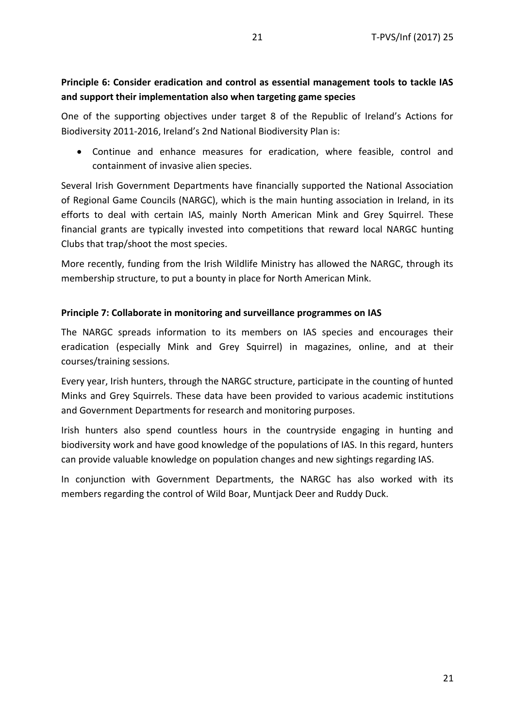**Principle 6: Consider eradication and control as essential management tools to tackle IAS and support their implementation also when targeting game species**

One of the supporting objectives under target 8 of the Republic of Ireland's Actions for Biodiversity 2011-2016, Ireland's 2nd National Biodiversity Plan is:

- Continue and enhance measures for eradication, where feasible, control and containment of invasive alien species.

Several Irish Government Departments have financially supported the National Association of Regional Game Councils (NARGC), which is the main hunting association in Ireland, in its efforts to deal with certain IAS, mainly North American Mink and Grey Squirrel. These financial grants are typically invested into competitions that reward local NARGC hunting Clubs that trap/shoot the most species.

More recently, funding from the Irish Wildlife Ministry has allowed the NARGC, through its membership structure, to put a bounty in place for North American Mink.

**Principle 7: Collaborate in monitoring and surveillance programmes on IAS**

The NARGC spreads information to its members on IAS species and encourages their eradication (especially Mink and Grey Squirrel) in magazines, online, and at their courses/training sessions.

Every year, Irish hunters, through the NARGC structure, participate in the counting of hunted Minks and Grey Squirrels. These data have been provided to various academic institutions and Government Departments for research and monitoring purposes.

Irish hunters also spend countless hours in the countryside engaging in hunting and biodiversity work and have good knowledge of the populations of IAS. In this regard, hunters can provide valuable knowledge on population changes and new sightings regarding IAS.

In conjunction with Government Departments, the NARGC has also worked with its members regarding the control of Wild Boar, Muntjack Deer and Ruddy Duck.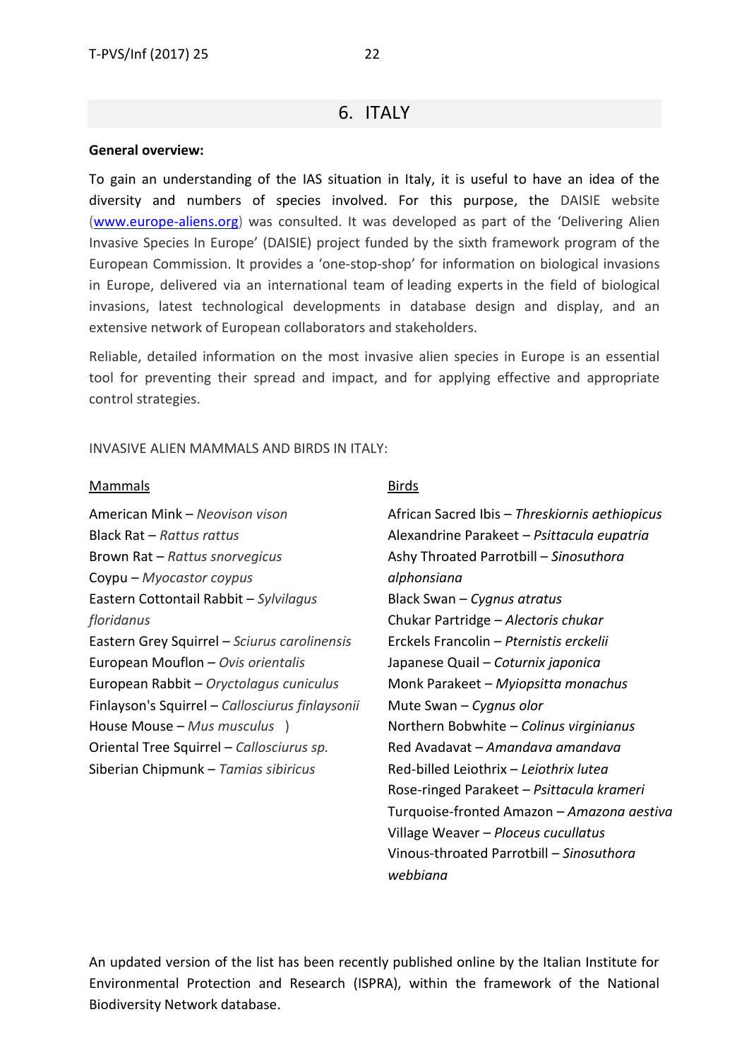## 6. ITALY

**General overview:**

To gain an understanding of the IAS situation in Italy, it is useful to have an idea of the diversity and numbers of species involved. For this purpose, the DAISIE website (www.europe-aliens.org) was consulted. It was developed as part of the 'Delivering Alien Invasive Species In Europe' (DAISIE) project funded by the sixth framework program of the European Commission. It provides a 'one-stop-shop' for information on biological invasions in Europe, delivered via an international team of leading experts in the field of biological invasions, latest technological developments in database design and display, and an extensive network of European collaborators and stakeholders.

Reliable, detailed information on the most invasive alien species in Europe is an essential tool for preventing their spread and impact, and for applying effective and appropriate control strategies.

INVASIVE ALIEN MAMMALS AND BIRDS IN ITALY:

Mammals

American Mink – *Neovison vison*
Black Rat – *Rattus rattus*
Brown Rat – *Rattus snorvegicus*
Coypu – *Myocastor coypus*
Eastern Cottontail Rabbit – *Sylvilagus floridanus*
Eastern Grey Squirrel – *Sciurus carolinensis*
European Mouflon – *Ovis orientalis*
European Rabbit – *Oryctolagus cuniculus*
Finlayson's Squirrel – *Callosciurus finlaysonii*
House Mouse – *Mus musculus* )
Oriental Tree Squirrel – *Callosciurus sp.*
Siberian Chipmunk – *Tamias sibiricus*

Birds

African Sacred Ibis – *Threskiornis aethiopicus*
Alexandrine Parakeet – *Psittacula eupatria*
Ashy Throated Parrotbill – *Sinosuthora alphonsiana*
Black Swan – *Cygnus atratus*
Chukar Partridge – *Alectoris chukar*
Erckels Francolin – *Pternistis erckelii*
Japanese Quail – *Coturnix japonica*
Monk Parakeet – *Myiopsitta monachus*
Mute Swan – *Cygnus olor*
Northern Bobwhite – *Colinus virginianus*
Red Avadavat – *Amandava amandava*
Red-billed Leiothrix – *Leiothrix lutea*
Rose-ringed Parakeet – *Psittacula krameri*
Turquoise-fronted Amazon – *Amazona aestiva*
Village Weaver – *Ploceus cucullatus*
Vinous-throated Parrotbill – *Sinosuthora webbiana*

An updated version of the list has been recently published online by the Italian Institute for Environmental Protection and Research (ISPRA), within the framework of the National Biodiversity Network database.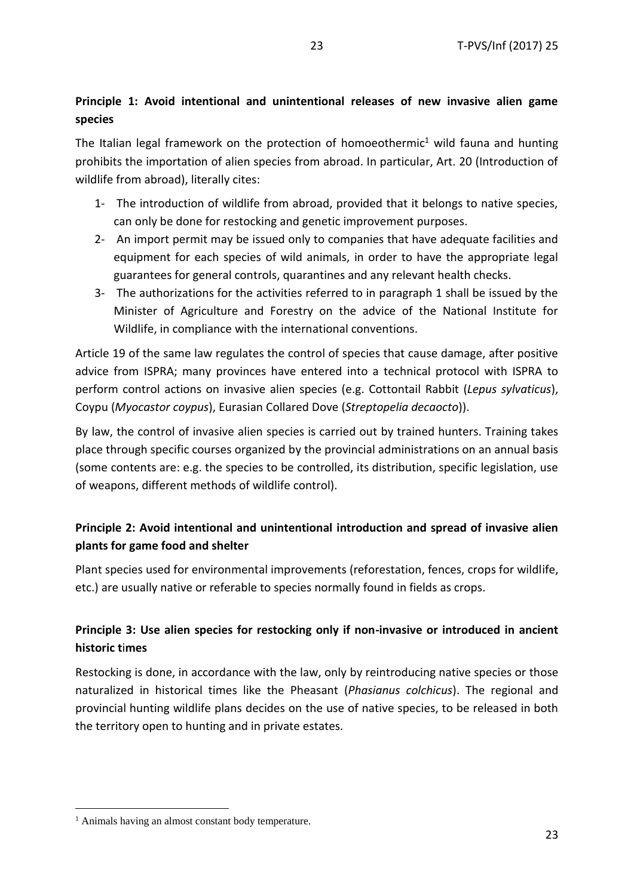**Principle 1: Avoid intentional and unintentional releases of new invasive alien game species**

The Italian legal framework on the protection of homoeothermic[1] wild fauna and hunting prohibits the importation of alien species from abroad. In particular, Art. 20 (Introduction of wildlife from abroad), literally cites:

1- The introduction of wildlife from abroad, provided that it belongs to native species, can only be done for restocking and genetic improvement purposes.
2- An import permit may be issued only to companies that have adequate facilities and equipment for each species of wild animals, in order to have the appropriate legal guarantees for general controls, quarantines and any relevant health checks.
3- The authorizations for the activities referred to in paragraph 1 shall be issued by the Minister of Agriculture and Forestry on the advice of the National Institute for Wildlife, in compliance with the international conventions.

Article 19 of the same law regulates the control of species that cause damage, after positive advice from ISPRA; many provinces have entered into a technical protocol with ISPRA to perform control actions on invasive alien species (e.g. Cottontail Rabbit (*Lepus sylvaticus*), Coypu (*Myocastor coypus*), Eurasian Collared Dove (*Streptopelia decaocto*)).

By law, the control of invasive alien species is carried out by trained hunters. Training takes place through specific courses organized by the provincial administrations on an annual basis (some contents are: e.g. the species to be controlled, its distribution, specific legislation, use of weapons, different methods of wildlife control).

**Principle 2: Avoid intentional and unintentional introduction and spread of invasive alien plants for game food and shelter**

Plant species used for environmental improvements (reforestation, fences, crops for wildlife, etc.) are usually native or referable to species normally found in fields as crops.

**Principle 3: Use alien species for restocking only if non-invasive or introduced in ancient historic times**

Restocking is done, in accordance with the law, only by reintroducing native species or those naturalized in historical times like the Pheasant (*Phasianus colchicus*). The regional and provincial hunting wildlife plans decides on the use of native species, to be released in both the territory open to hunting and in private estates.

[1] Animals having an almost constant body temperature.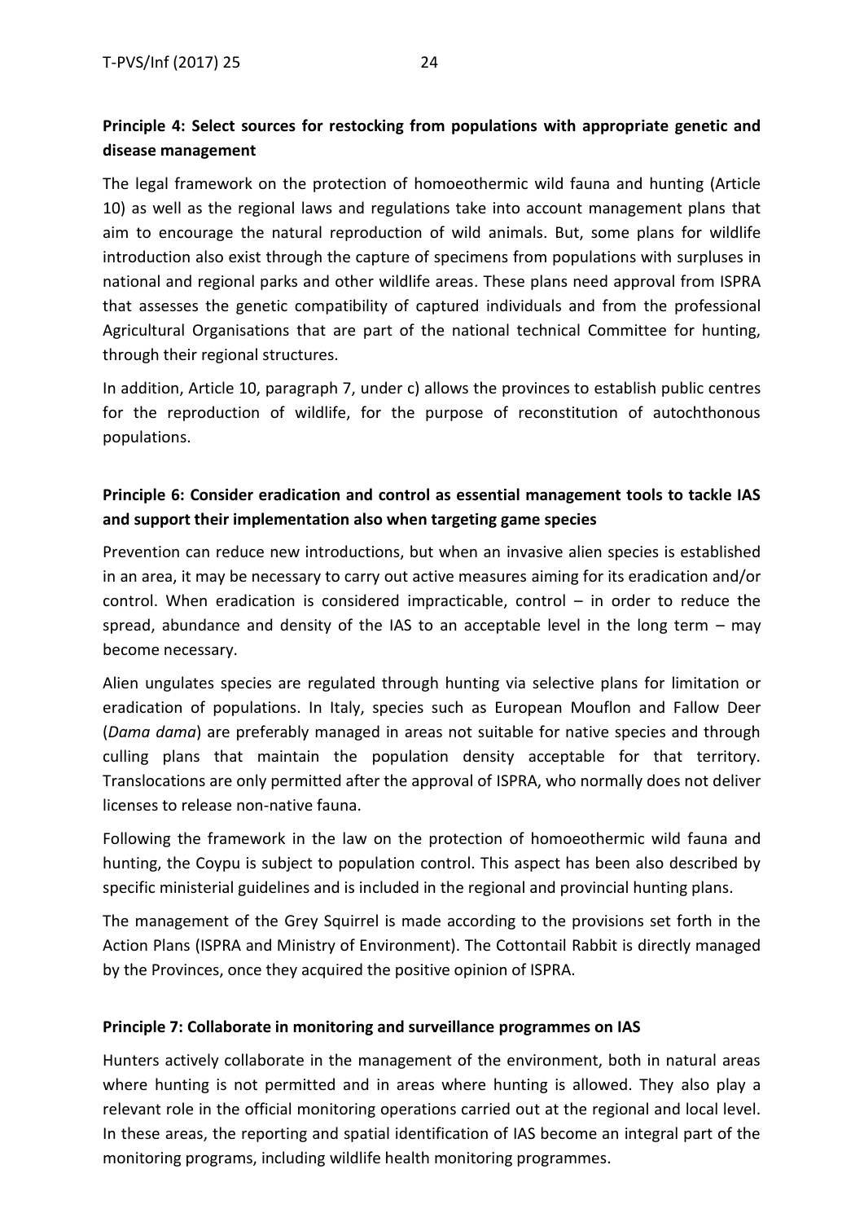**Principle 4: Select sources for restocking from populations with appropriate genetic and disease management**

The legal framework on the protection of homoeothermic wild fauna and hunting (Article 10) as well as the regional laws and regulations take into account management plans that aim to encourage the natural reproduction of wild animals. But, some plans for wildlife introduction also exist through the capture of specimens from populations with surpluses in national and regional parks and other wildlife areas. These plans need approval from ISPRA that assesses the genetic compatibility of captured individuals and from the professional Agricultural Organisations that are part of the national technical Committee for hunting, through their regional structures.

In addition, Article 10, paragraph 7, under c) allows the provinces to establish public centres for the reproduction of wildlife, for the purpose of reconstitution of autochthonous populations.

**Principle 6: Consider eradication and control as essential management tools to tackle IAS and support their implementation also when targeting game species**

Prevention can reduce new introductions, but when an invasive alien species is established in an area, it may be necessary to carry out active measures aiming for its eradication and/or control. When eradication is considered impracticable, control – in order to reduce the spread, abundance and density of the IAS to an acceptable level in the long term – may become necessary.

Alien ungulates species are regulated through hunting via selective plans for limitation or eradication of populations. In Italy, species such as European Mouflon and Fallow Deer (*Dama dama*) are preferably managed in areas not suitable for native species and through culling plans that maintain the population density acceptable for that territory. Translocations are only permitted after the approval of ISPRA, who normally does not deliver licenses to release non-native fauna.

Following the framework in the law on the protection of homoeothermic wild fauna and hunting, the Coypu is subject to population control. This aspect has been also described by specific ministerial guidelines and is included in the regional and provincial hunting plans.

The management of the Grey Squirrel is made according to the provisions set forth in the Action Plans (ISPRA and Ministry of Environment). The Cottontail Rabbit is directly managed by the Provinces, once they acquired the positive opinion of ISPRA.

**Principle 7: Collaborate in monitoring and surveillance programmes on IAS**

Hunters actively collaborate in the management of the environment, both in natural areas where hunting is not permitted and in areas where hunting is allowed. They also play a relevant role in the official monitoring operations carried out at the regional and local level. In these areas, the reporting and spatial identification of IAS become an integral part of the monitoring programs, including wildlife health monitoring programmes.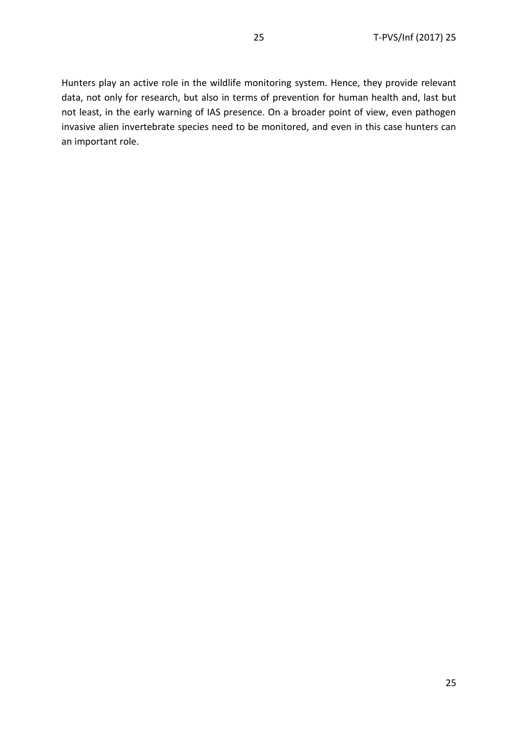Hunters play an active role in the wildlife monitoring system. Hence, they provide relevant data, not only for research, but also in terms of prevention for human health and, last but not least, in the early warning of IAS presence. On a broader point of view, even pathogen invasive alien invertebrate species need to be monitored, and even in this case hunters can an important role.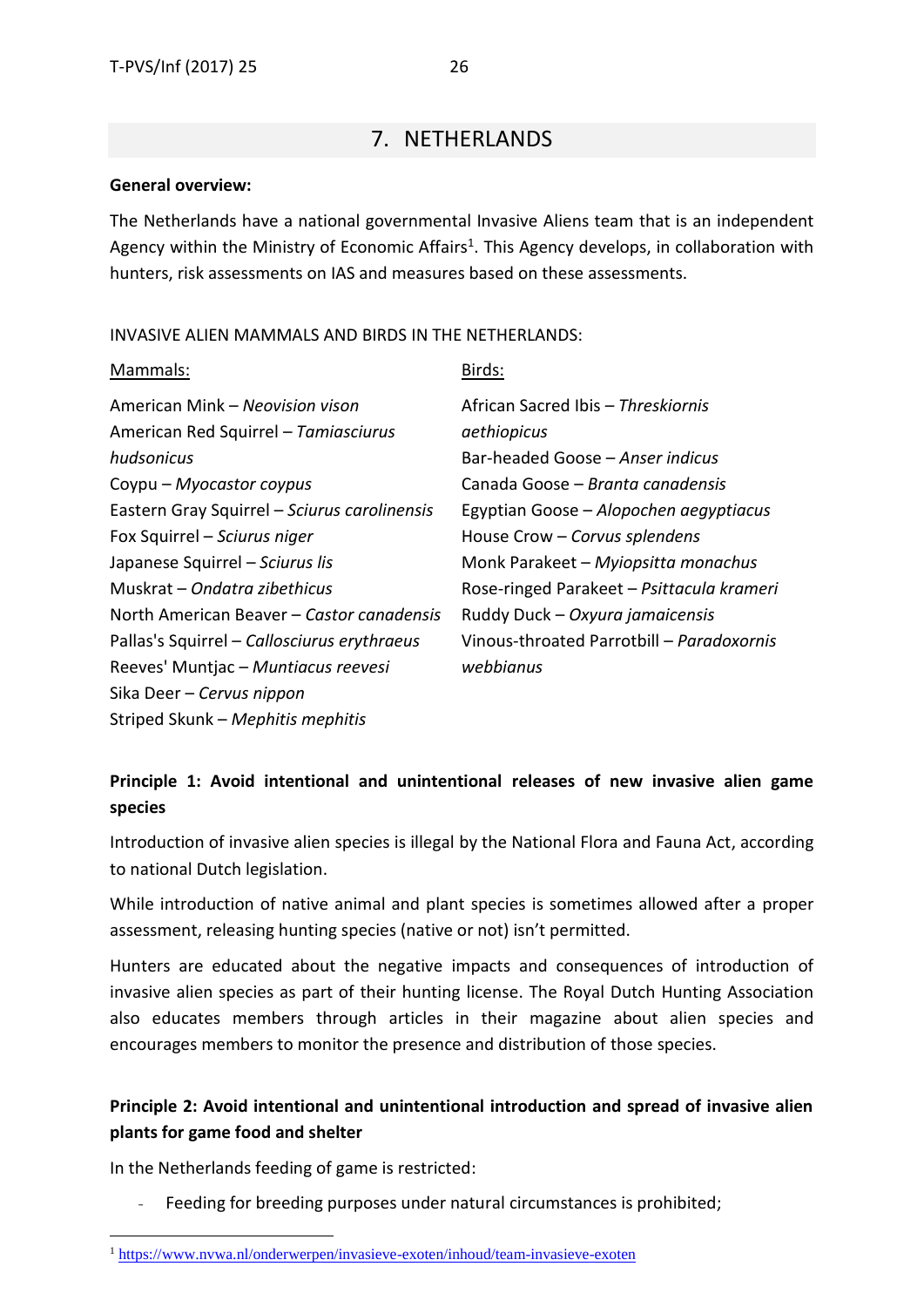## 7. NETHERLANDS

**General overview:**

The Netherlands have a national governmental Invasive Aliens team that is an independent Agency within the Ministry of Economic Affairs[1]. This Agency develops, in collaboration with hunters, risk assessments on IAS and measures based on these assessments.

INVASIVE ALIEN MAMMALS AND BIRDS IN THE NETHERLANDS:

Mammals:

American Mink – *Neovision vison*  
American Red Squirrel – *Tamiasciurus hudsonicus*  
Coypu – *Myocastor coypus*  
Eastern Gray Squirrel – *Sciurus carolinensis*  
Fox Squirrel – *Sciurus niger*  
Japanese Squirrel – *Sciurus lis*  
Muskrat – *Ondatra zibethicus*  
North American Beaver – *Castor canadensis*  
Pallas's Squirrel – *Callosciurus erythraeus*  
Reeves' Muntjac – *Muntiacus reevesi*  
Sika Deer – *Cervus nippon*  
Striped Skunk – *Mephitis mephitis*

Birds:

African Sacred Ibis – *Threskiornis aethiopicus*  
Bar-headed Goose – *Anser indicus*  
Canada Goose – *Branta canadensis*  
Egyptian Goose – *Alopochen aegyptiacus*  
House Crow – *Corvus splendens*  
Monk Parakeet – *Myiopsitta monachus*  
Rose-ringed Parakeet – *Psittacula krameri*  
Ruddy Duck – *Oxyura jamaicensis*  
Vinous-throated Parrotbill – *Paradoxornis webbianus*

**Principle 1: Avoid intentional and unintentional releases of new invasive alien game species**

Introduction of invasive alien species is illegal by the National Flora and Fauna Act, according to national Dutch legislation.

While introduction of native animal and plant species is sometimes allowed after a proper assessment, releasing hunting species (native or not) isn't permitted.

Hunters are educated about the negative impacts and consequences of introduction of invasive alien species as part of their hunting license. The Royal Dutch Hunting Association also educates members through articles in their magazine about alien species and encourages members to monitor the presence and distribution of those species.

**Principle 2: Avoid intentional and unintentional introduction and spread of invasive alien plants for game food and shelter**

In the Netherlands feeding of game is restricted:

- Feeding for breeding purposes under natural circumstances is prohibited;

[1] https://www.nvwa.nl/onderwerpen/invasieve-exoten/inhoud/team-invasieve-exoten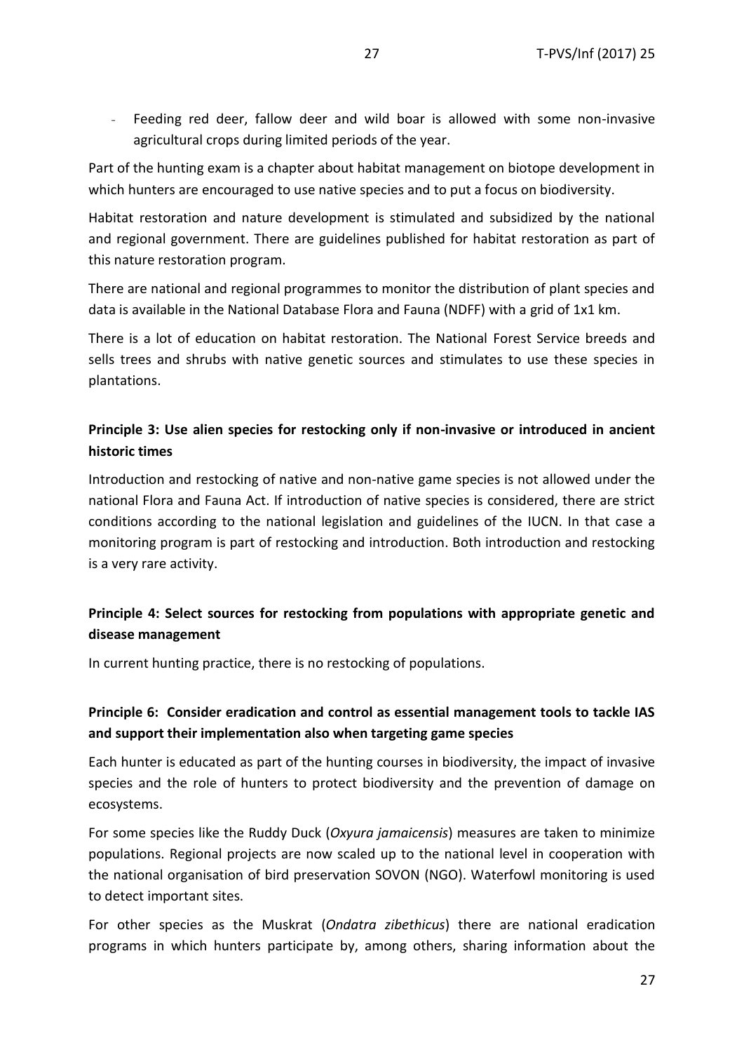- Feeding red deer, fallow deer and wild boar is allowed with some non-invasive agricultural crops during limited periods of the year.

Part of the hunting exam is a chapter about habitat management on biotope development in which hunters are encouraged to use native species and to put a focus on biodiversity.

Habitat restoration and nature development is stimulated and subsidized by the national and regional government. There are guidelines published for habitat restoration as part of this nature restoration program.

There are national and regional programmes to monitor the distribution of plant species and data is available in the National Database Flora and Fauna (NDFF) with a grid of 1x1 km.

There is a lot of education on habitat restoration. The National Forest Service breeds and sells trees and shrubs with native genetic sources and stimulates to use these species in plantations.

**Principle 3: Use alien species for restocking only if non-invasive or introduced in ancient historic times**

Introduction and restocking of native and non-native game species is not allowed under the national Flora and Fauna Act. If introduction of native species is considered, there are strict conditions according to the national legislation and guidelines of the IUCN. In that case a monitoring program is part of restocking and introduction. Both introduction and restocking is a very rare activity.

**Principle 4: Select sources for restocking from populations with appropriate genetic and disease management**

In current hunting practice, there is no restocking of populations.

**Principle 6: Consider eradication and control as essential management tools to tackle IAS and support their implementation also when targeting game species**

Each hunter is educated as part of the hunting courses in biodiversity, the impact of invasive species and the role of hunters to protect biodiversity and the prevention of damage on ecosystems.

For some species like the Ruddy Duck (*Oxyura jamaicensis*) measures are taken to minimize populations. Regional projects are now scaled up to the national level in cooperation with the national organisation of bird preservation SOVON (NGO). Waterfowl monitoring is used to detect important sites.

For other species as the Muskrat (*Ondatra zibethicus*) there are national eradication programs in which hunters participate by, among others, sharing information about the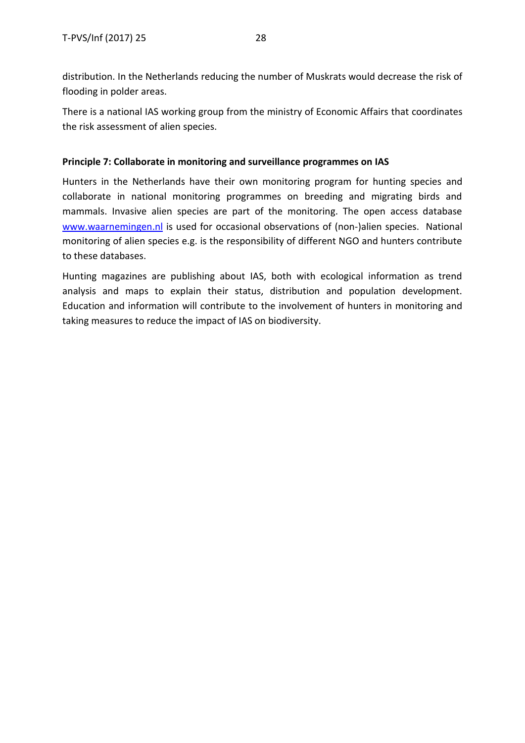distribution. In the Netherlands reducing the number of Muskrats would decrease the risk of flooding in polder areas.

There is a national IAS working group from the ministry of Economic Affairs that coordinates the risk assessment of alien species.

**Principle 7: Collaborate in monitoring and surveillance programmes on IAS**

Hunters in the Netherlands have their own monitoring program for hunting species and collaborate in national monitoring programmes on breeding and migrating birds and mammals. Invasive alien species are part of the monitoring. The open access database [www.waarnemingen.nl](http://www.waarnemingen.nl) is used for occasional observations of (non-)alien species. National monitoring of alien species e.g. is the responsibility of different NGO and hunters contribute to these databases.

Hunting magazines are publishing about IAS, both with ecological information as trend analysis and maps to explain their status, distribution and population development. Education and information will contribute to the involvement of hunters in monitoring and taking measures to reduce the impact of IAS on biodiversity.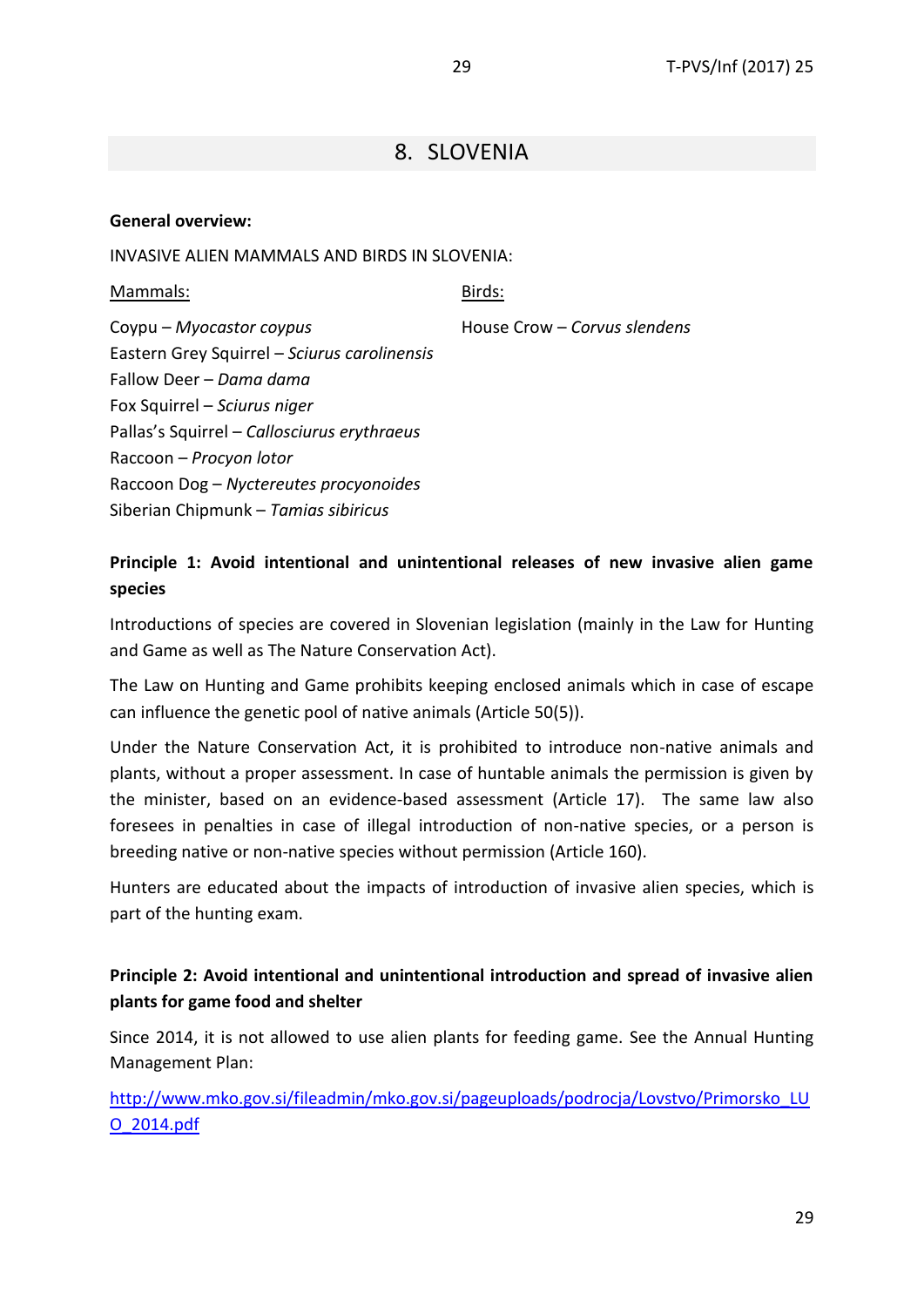## 8. SLOVENIA

**General overview:**

INVASIVE ALIEN MAMMALS AND BIRDS IN SLOVENIA:

Mammals:

Coypu – *Myocastor coypus*
Eastern Grey Squirrel – *Sciurus carolinensis*
Fallow Deer – *Dama dama*
Fox Squirrel – *Sciurus niger*
Pallas's Squirrel – *Callosciurus erythraeus*
Raccoon – *Procyon lotor*
Raccoon Dog – *Nyctereutes procyonoides*
Siberian Chipmunk – *Tamias sibiricus*

Birds:

House Crow – *Corvus slendens*

**Principle 1: Avoid intentional and unintentional releases of new invasive alien game species**

Introductions of species are covered in Slovenian legislation (mainly in the Law for Hunting and Game as well as The Nature Conservation Act).

The Law on Hunting and Game prohibits keeping enclosed animals which in case of escape can influence the genetic pool of native animals (Article 50(5)).

Under the Nature Conservation Act, it is prohibited to introduce non-native animals and plants, without a proper assessment. In case of huntable animals the permission is given by the minister, based on an evidence-based assessment (Article 17). The same law also foresees in penalties in case of illegal introduction of non-native species, or a person is breeding native or non-native species without permission (Article 160).

Hunters are educated about the impacts of introduction of invasive alien species, which is part of the hunting exam.

**Principle 2: Avoid intentional and unintentional introduction and spread of invasive alien plants for game food and shelter**

Since 2014, it is not allowed to use alien plants for feeding game. See the Annual Hunting Management Plan:

http://www.mko.gov.si/fileadmin/mko.gov.si/pageuploads/podrocja/Lovstvo/Primorsko_LUO_2014.pdf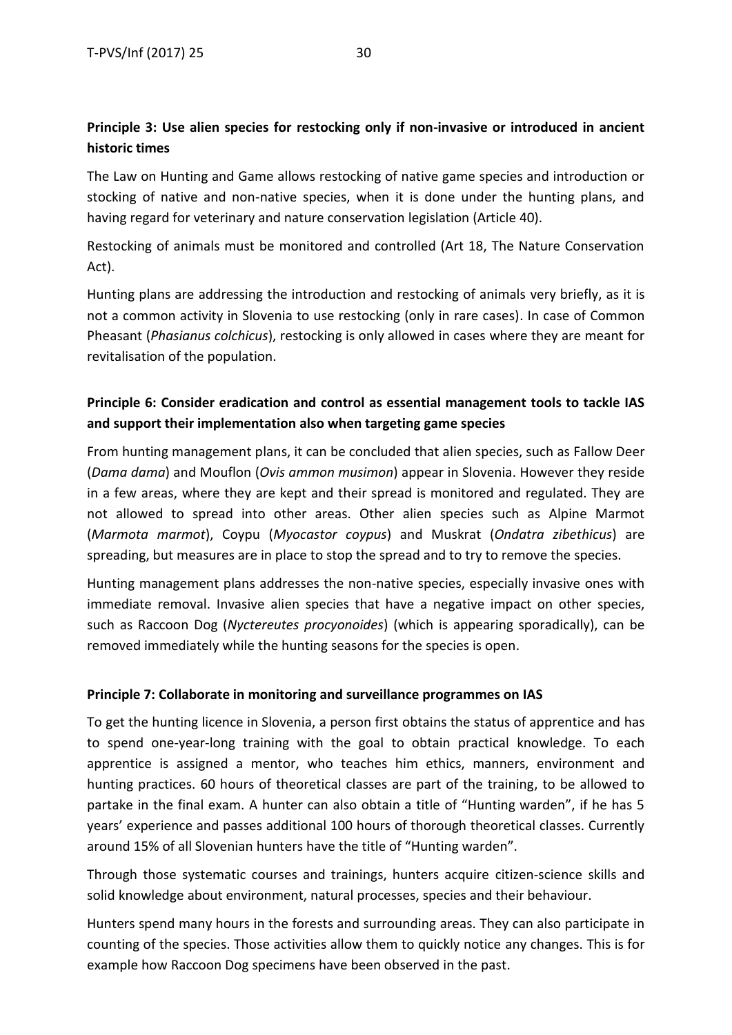**Principle 3: Use alien species for restocking only if non-invasive or introduced in ancient historic times**

The Law on Hunting and Game allows restocking of native game species and introduction or stocking of native and non-native species, when it is done under the hunting plans, and having regard for veterinary and nature conservation legislation (Article 40).

Restocking of animals must be monitored and controlled (Art 18, The Nature Conservation Act).

Hunting plans are addressing the introduction and restocking of animals very briefly, as it is not a common activity in Slovenia to use restocking (only in rare cases). In case of Common Pheasant (*Phasianus colchicus*), restocking is only allowed in cases where they are meant for revitalisation of the population.

**Principle 6: Consider eradication and control as essential management tools to tackle IAS and support their implementation also when targeting game species**

From hunting management plans, it can be concluded that alien species, such as Fallow Deer (*Dama dama*) and Mouflon (*Ovis ammon musimon*) appear in Slovenia. However they reside in a few areas, where they are kept and their spread is monitored and regulated. They are not allowed to spread into other areas. Other alien species such as Alpine Marmot (*Marmota marmot*), Coypu (*Myocastor coypus*) and Muskrat (*Ondatra zibethicus*) are spreading, but measures are in place to stop the spread and to try to remove the species.

Hunting management plans addresses the non-native species, especially invasive ones with immediate removal. Invasive alien species that have a negative impact on other species, such as Raccoon Dog (*Nyctereutes procyonoides*) (which is appearing sporadically), can be removed immediately while the hunting seasons for the species is open.

**Principle 7: Collaborate in monitoring and surveillance programmes on IAS**

To get the hunting licence in Slovenia, a person first obtains the status of apprentice and has to spend one-year-long training with the goal to obtain practical knowledge. To each apprentice is assigned a mentor, who teaches him ethics, manners, environment and hunting practices. 60 hours of theoretical classes are part of the training, to be allowed to partake in the final exam. A hunter can also obtain a title of "Hunting warden", if he has 5 years' experience and passes additional 100 hours of thorough theoretical classes. Currently around 15% of all Slovenian hunters have the title of "Hunting warden".

Through those systematic courses and trainings, hunters acquire citizen-science skills and solid knowledge about environment, natural processes, species and their behaviour.

Hunters spend many hours in the forests and surrounding areas. They can also participate in counting of the species. Those activities allow them to quickly notice any changes. This is for example how Raccoon Dog specimens have been observed in the past.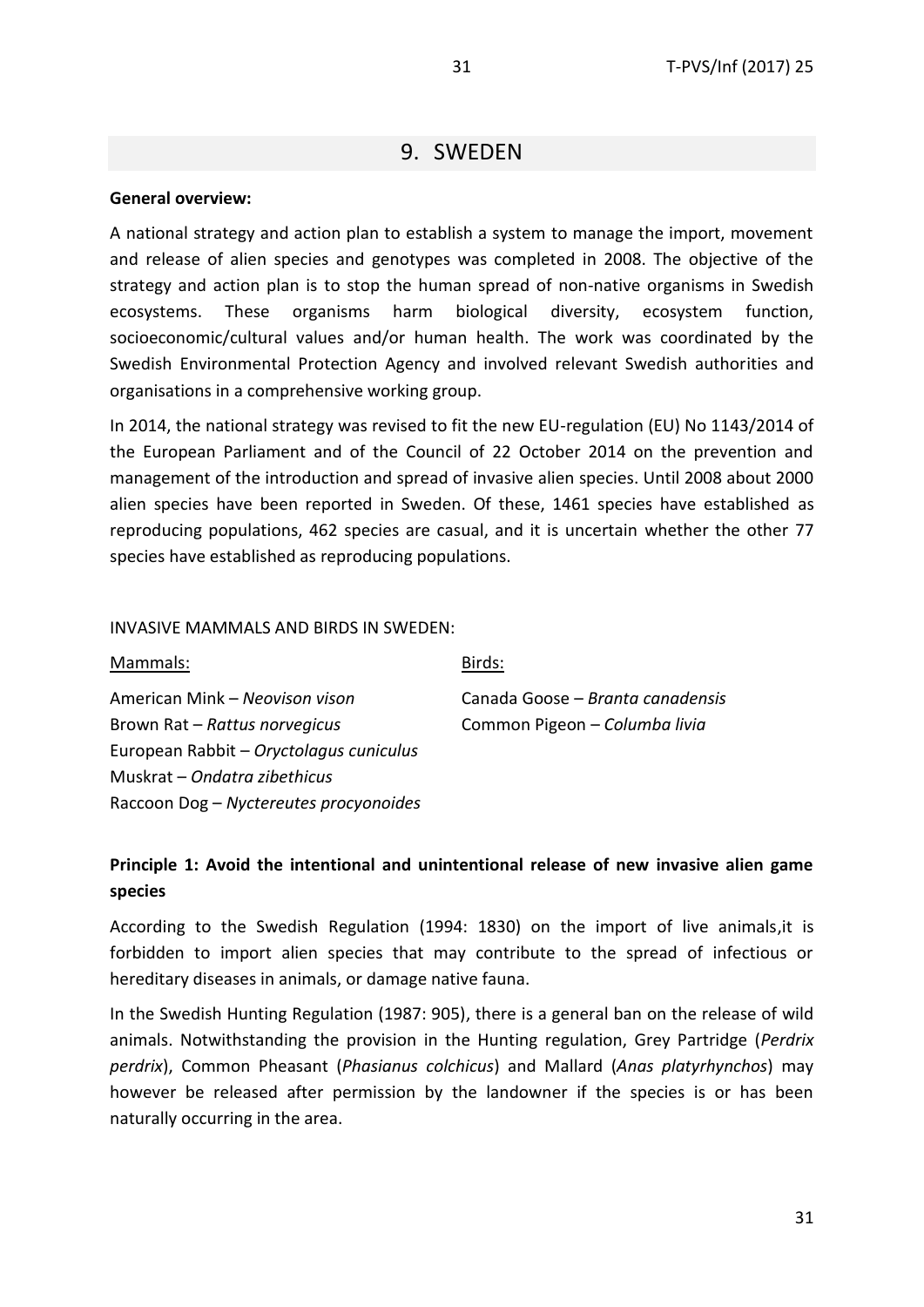## 9. SWEDEN

**General overview:**

A national strategy and action plan to establish a system to manage the import, movement and release of alien species and genotypes was completed in 2008. The objective of the strategy and action plan is to stop the human spread of non-native organisms in Swedish ecosystems. These organisms harm biological diversity, ecosystem function, socioeconomic/cultural values and/or human health. The work was coordinated by the Swedish Environmental Protection Agency and involved relevant Swedish authorities and organisations in a comprehensive working group.

In 2014, the national strategy was revised to fit the new EU-regulation (EU) No 1143/2014 of the European Parliament and of the Council of 22 October 2014 on the prevention and management of the introduction and spread of invasive alien species. Until 2008 about 2000 alien species have been reported in Sweden. Of these, 1461 species have established as reproducing populations, 462 species are casual, and it is uncertain whether the other 77 species have established as reproducing populations.

INVASIVE MAMMALS AND BIRDS IN SWEDEN:

Mammals:

American Mink – *Neovison vison*
Brown Rat – *Rattus norvegicus*
European Rabbit – *Oryctolagus cuniculus*
Muskrat – *Ondatra zibethicus*
Raccoon Dog – *Nyctereutes procyonoides*

Birds:

Canada Goose – *Branta canadensis*
Common Pigeon – *Columba livia*

**Principle 1: Avoid the intentional and unintentional release of new invasive alien game species**

According to the Swedish Regulation (1994: 1830) on the import of live animals,it is forbidden to import alien species that may contribute to the spread of infectious or hereditary diseases in animals, or damage native fauna.

In the Swedish Hunting Regulation (1987: 905), there is a general ban on the release of wild animals. Notwithstanding the provision in the Hunting regulation, Grey Partridge (*Perdrix perdrix*), Common Pheasant (*Phasianus colchicus*) and Mallard (*Anas platyrhynchos*) may however be released after permission by the landowner if the species is or has been naturally occurring in the area.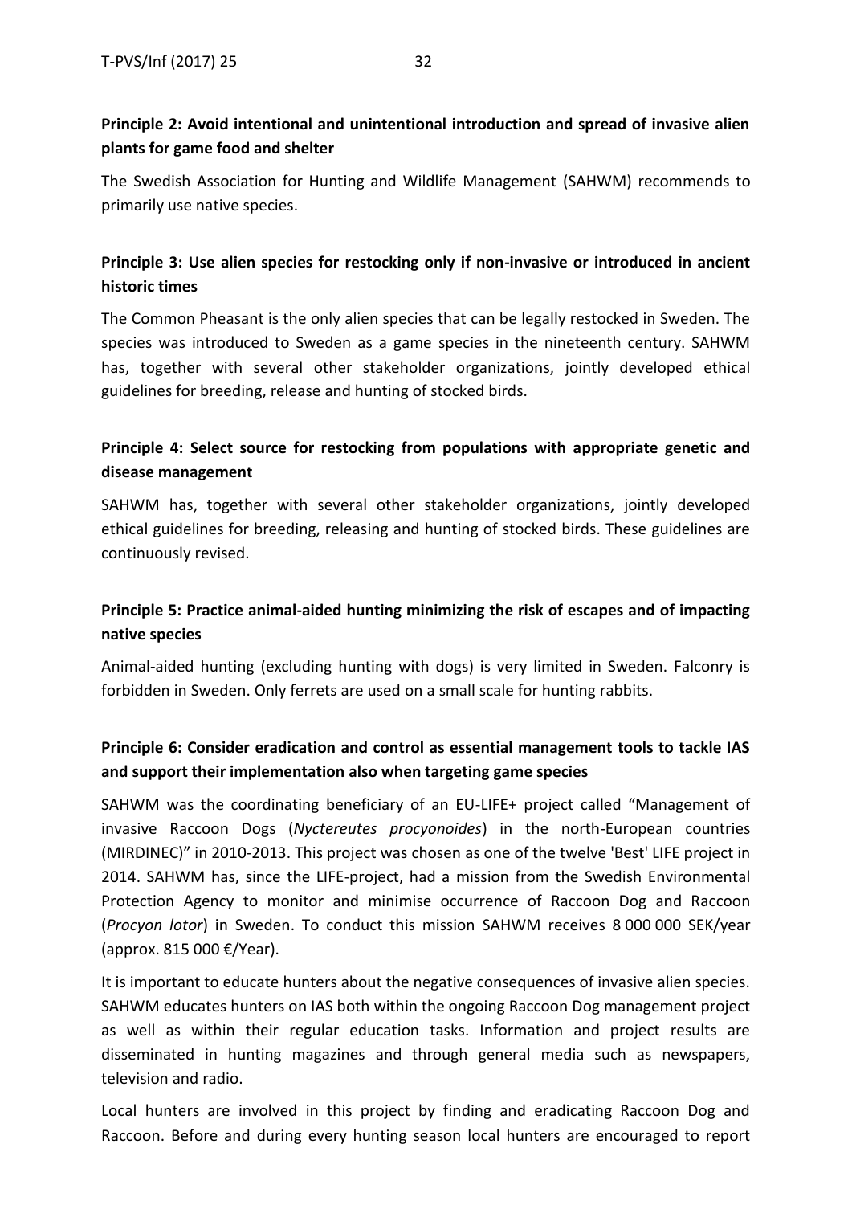**Principle 2: Avoid intentional and unintentional introduction and spread of invasive alien plants for game food and shelter**

The Swedish Association for Hunting and Wildlife Management (SAHWM) recommends to primarily use native species.

**Principle 3: Use alien species for restocking only if non-invasive or introduced in ancient historic times**

The Common Pheasant is the only alien species that can be legally restocked in Sweden. The species was introduced to Sweden as a game species in the nineteenth century. SAHWM has, together with several other stakeholder organizations, jointly developed ethical guidelines for breeding, release and hunting of stocked birds.

**Principle 4: Select source for restocking from populations with appropriate genetic and disease management**

SAHWM has, together with several other stakeholder organizations, jointly developed ethical guidelines for breeding, releasing and hunting of stocked birds. These guidelines are continuously revised.

**Principle 5: Practice animal-aided hunting minimizing the risk of escapes and of impacting native species**

Animal-aided hunting (excluding hunting with dogs) is very limited in Sweden. Falconry is forbidden in Sweden. Only ferrets are used on a small scale for hunting rabbits.

**Principle 6: Consider eradication and control as essential management tools to tackle IAS and support their implementation also when targeting game species**

SAHWM was the coordinating beneficiary of an EU-LIFE+ project called "Management of invasive Raccoon Dogs (*Nyctereutes procyonoides*) in the north-European countries (MIRDINEC)" in 2010-2013. This project was chosen as one of the twelve 'Best' LIFE project in 2014. SAHWM has, since the LIFE-project, had a mission from the Swedish Environmental Protection Agency to monitor and minimise occurrence of Raccoon Dog and Raccoon (*Procyon lotor*) in Sweden. To conduct this mission SAHWM receives 8 000 000 SEK/year (approx. 815 000 €/Year).

It is important to educate hunters about the negative consequences of invasive alien species. SAHWM educates hunters on IAS both within the ongoing Raccoon Dog management project as well as within their regular education tasks. Information and project results are disseminated in hunting magazines and through general media such as newspapers, television and radio.

Local hunters are involved in this project by finding and eradicating Raccoon Dog and Raccoon. Before and during every hunting season local hunters are encouraged to report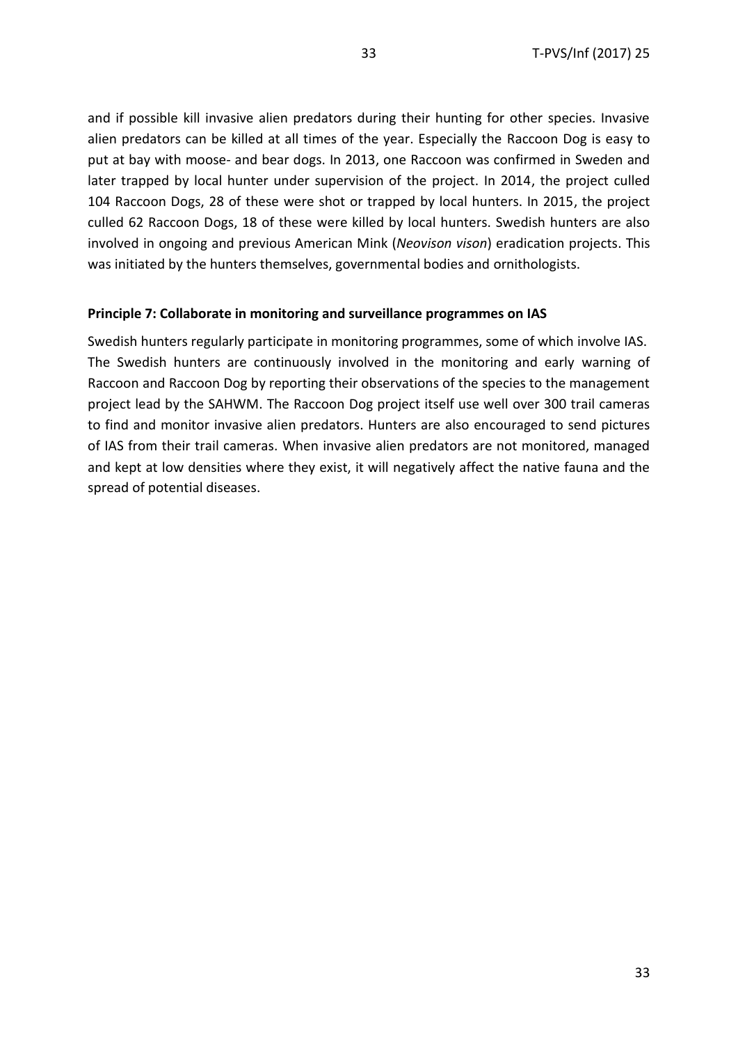and if possible kill invasive alien predators during their hunting for other species. Invasive alien predators can be killed at all times of the year. Especially the Raccoon Dog is easy to put at bay with moose- and bear dogs. In 2013, one Raccoon was confirmed in Sweden and later trapped by local hunter under supervision of the project. In 2014, the project culled 104 Raccoon Dogs, 28 of these were shot or trapped by local hunters. In 2015, the project culled 62 Raccoon Dogs, 18 of these were killed by local hunters. Swedish hunters are also involved in ongoing and previous American Mink (*Neovison vison*) eradication projects. This was initiated by the hunters themselves, governmental bodies and ornithologists.

**Principle 7: Collaborate in monitoring and surveillance programmes on IAS**

Swedish hunters regularly participate in monitoring programmes, some of which involve IAS. The Swedish hunters are continuously involved in the monitoring and early warning of Raccoon and Raccoon Dog by reporting their observations of the species to the management project lead by the SAHWM. The Raccoon Dog project itself use well over 300 trail cameras to find and monitor invasive alien predators. Hunters are also encouraged to send pictures of IAS from their trail cameras. When invasive alien predators are not monitored, managed and kept at low densities where they exist, it will negatively affect the native fauna and the spread of potential diseases.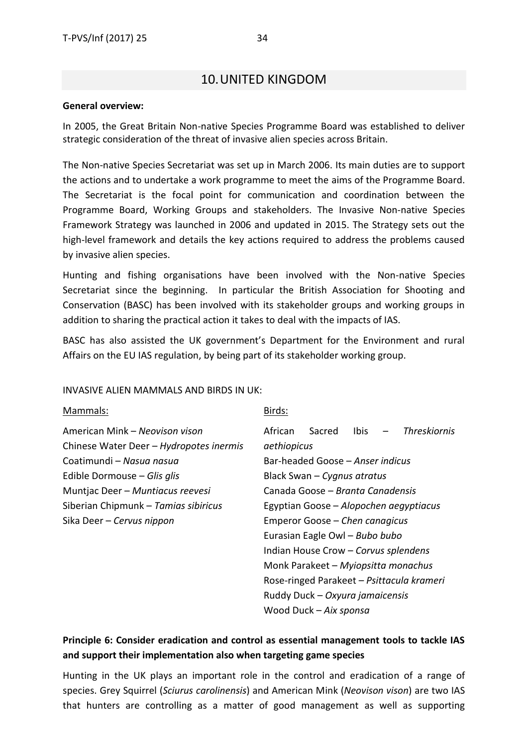## 10. UNITED KINGDOM

**General overview:**

In 2005, the Great Britain Non-native Species Programme Board was established to deliver strategic consideration of the threat of invasive alien species across Britain.

The Non-native Species Secretariat was set up in March 2006. Its main duties are to support the actions and to undertake a work programme to meet the aims of the Programme Board. The Secretariat is the focal point for communication and coordination between the Programme Board, Working Groups and stakeholders. The Invasive Non-native Species Framework Strategy was launched in 2006 and updated in 2015. The Strategy sets out the high-level framework and details the key actions required to address the problems caused by invasive alien species.

Hunting and fishing organisations have been involved with the Non-native Species Secretariat since the beginning. In particular the British Association for Shooting and Conservation (BASC) has been involved with its stakeholder groups and working groups in addition to sharing the practical action it takes to deal with the impacts of IAS.

BASC has also assisted the UK government's Department for the Environment and rural Affairs on the EU IAS regulation, by being part of its stakeholder working group.

INVASIVE ALIEN MAMMALS AND BIRDS IN UK:

Mammals:

American Mink – *Neovison vison*
Chinese Water Deer – *Hydropotes inermis*
Coatimundi – *Nasua nasua*
Edible Dormouse – *Glis glis*
Muntjac Deer – *Muntiacus reevesi*
Siberian Chipmunk – *Tamias sibiricus*
Sika Deer – *Cervus nippon*

Birds:

African Sacred Ibis – *Threskiornis aethiopicus*
Bar-headed Goose – *Anser indicus*
Black Swan – *Cygnus atratus*
Canada Goose – *Branta Canadensis*
Egyptian Goose – *Alopochen aegyptiacus*
Emperor Goose – *Chen canagicus*
Eurasian Eagle Owl – *Bubo bubo*
Indian House Crow – *Corvus splendens*
Monk Parakeet – *Myiopsitta monachus*
Rose-ringed Parakeet – *Psittacula krameri*
Ruddy Duck – *Oxyura jamaicensis*
Wood Duck – *Aix sponsa*

**Principle 6: Consider eradication and control as essential management tools to tackle IAS and support their implementation also when targeting game species**

Hunting in the UK plays an important role in the control and eradication of a range of species. Grey Squirrel (*Sciurus carolinensis*) and American Mink (*Neovison vison*) are two IAS that hunters are controlling as a matter of good management as well as supporting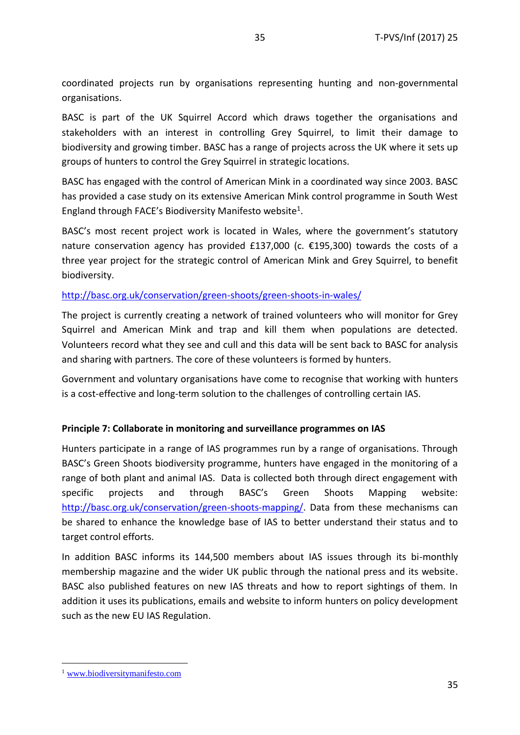coordinated projects run by organisations representing hunting and non-governmental organisations.

BASC is part of the UK Squirrel Accord which draws together the organisations and stakeholders with an interest in controlling Grey Squirrel, to limit their damage to biodiversity and growing timber. BASC has a range of projects across the UK where it sets up groups of hunters to control the Grey Squirrel in strategic locations.

BASC has engaged with the control of American Mink in a coordinated way since 2003. BASC has provided a case study on its extensive American Mink control programme in South West England through FACE's Biodiversity Manifesto website[1].

BASC's most recent project work is located in Wales, where the government's statutory nature conservation agency has provided £137,000 (c. €195,300) towards the costs of a three year project for the strategic control of American Mink and Grey Squirrel, to benefit biodiversity.

http://basc.org.uk/conservation/green-shoots/green-shoots-in-wales/

The project is currently creating a network of trained volunteers who will monitor for Grey Squirrel and American Mink and trap and kill them when populations are detected. Volunteers record what they see and cull and this data will be sent back to BASC for analysis and sharing with partners. The core of these volunteers is formed by hunters.

Government and voluntary organisations have come to recognise that working with hunters is a cost-effective and long-term solution to the challenges of controlling certain IAS.

**Principle 7: Collaborate in monitoring and surveillance programmes on IAS**

Hunters participate in a range of IAS programmes run by a range of organisations. Through BASC's Green Shoots biodiversity programme, hunters have engaged in the monitoring of a range of both plant and animal IAS. Data is collected both through direct engagement with specific projects and through BASC's Green Shoots Mapping website: http://basc.org.uk/conservation/green-shoots-mapping/. Data from these mechanisms can be shared to enhance the knowledge base of IAS to better understand their status and to target control efforts.

In addition BASC informs its 144,500 members about IAS issues through its bi-monthly membership magazine and the wider UK public through the national press and its website. BASC also published features on new IAS threats and how to report sightings of them. In addition it uses its publications, emails and website to inform hunters on policy development such as the new EU IAS Regulation.

[1] www.biodiversitymanifesto.com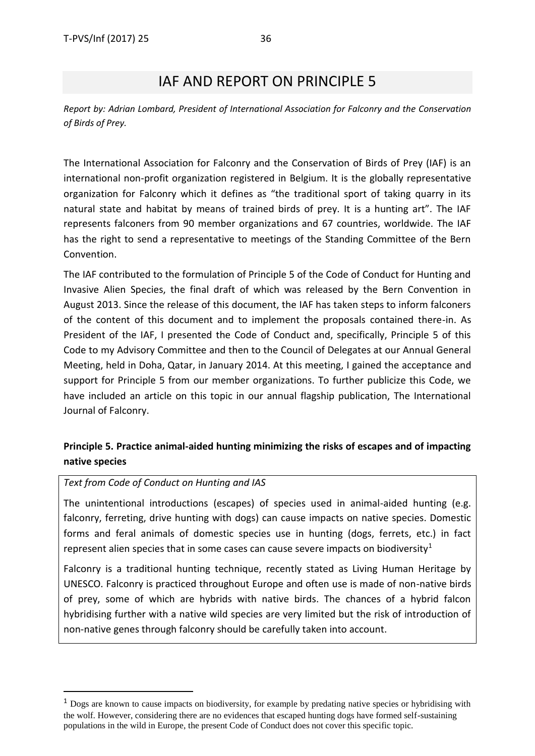# IAF AND REPORT ON PRINCIPLE 5

*Report by: Adrian Lombard, President of International Association for Falconry and the Conservation of Birds of Prey.*

The International Association for Falconry and the Conservation of Birds of Prey (IAF) is an international non-profit organization registered in Belgium. It is the globally representative organization for Falconry which it defines as "the traditional sport of taking quarry in its natural state and habitat by means of trained birds of prey. It is a hunting art". The IAF represents falconers from 90 member organizations and 67 countries, worldwide. The IAF has the right to send a representative to meetings of the Standing Committee of the Bern Convention.

The IAF contributed to the formulation of Principle 5 of the Code of Conduct for Hunting and Invasive Alien Species, the final draft of which was released by the Bern Convention in August 2013. Since the release of this document, the IAF has taken steps to inform falconers of the content of this document and to implement the proposals contained there-in. As President of the IAF, I presented the Code of Conduct and, specifically, Principle 5 of this Code to my Advisory Committee and then to the Council of Delegates at our Annual General Meeting, held in Doha, Qatar, in January 2014. At this meeting, I gained the acceptance and support for Principle 5 from our member organizations. To further publicize this Code, we have included an article on this topic in our annual flagship publication, The International Journal of Falconry.

### Principle 5. Practice animal-aided hunting minimizing the risks of escapes and of impacting native species

*Text from Code of Conduct on Hunting and IAS*

The unintentional introductions (escapes) of species used in animal-aided hunting (e.g. falconry, ferreting, drive hunting with dogs) can cause impacts on native species. Domestic forms and feral animals of domestic species use in hunting (dogs, ferrets, etc.) in fact represent alien species that in some cases can cause severe impacts on biodiversity[1]

Falconry is a traditional hunting technique, recently stated as Living Human Heritage by UNESCO. Falconry is practiced throughout Europe and often use is made of non-native birds of prey, some of which are hybrids with native birds. The chances of a hybrid falcon hybridising further with a native wild species are very limited but the risk of introduction of non-native genes through falconry should be carefully taken into account.

[1] Dogs are known to cause impacts on biodiversity, for example by predating native species or hybridising with the wolf. However, considering there are no evidences that escaped hunting dogs have formed self-sustaining populations in the wild in Europe, the present Code of Conduct does not cover this specific topic.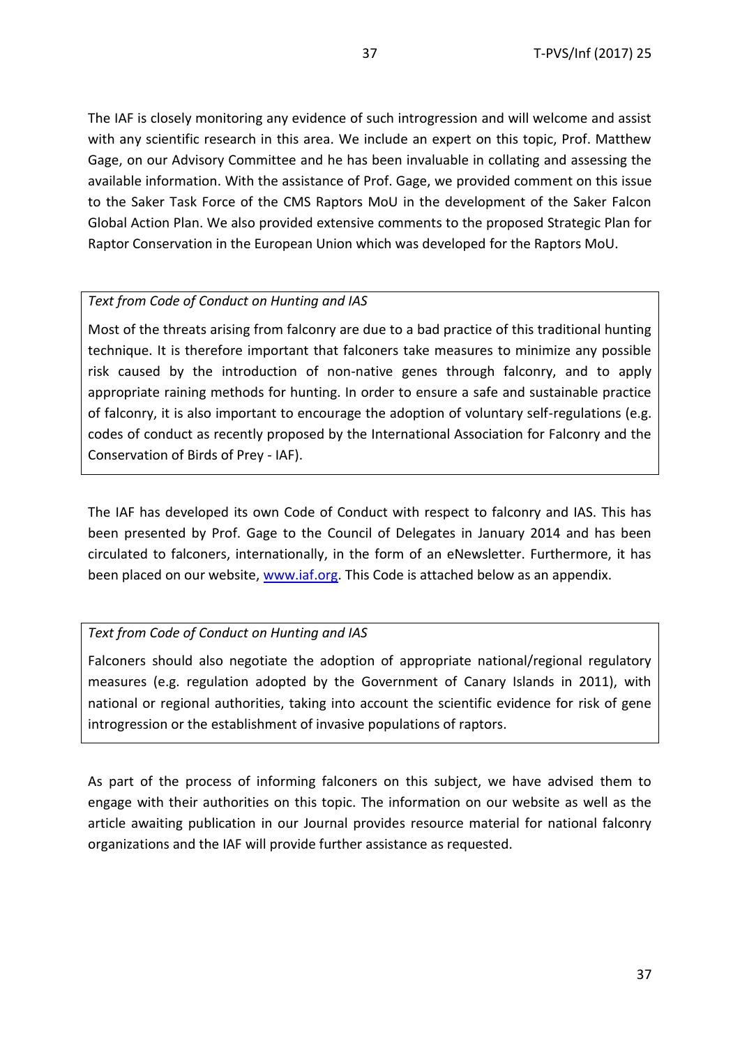The IAF is closely monitoring any evidence of such introgression and will welcome and assist with any scientific research in this area. We include an expert on this topic, Prof. Matthew Gage, on our Advisory Committee and he has been invaluable in collating and assessing the available information. With the assistance of Prof. Gage, we provided comment on this issue to the Saker Task Force of the CMS Raptors MoU in the development of the Saker Falcon Global Action Plan. We also provided extensive comments to the proposed Strategic Plan for Raptor Conservation in the European Union which was developed for the Raptors MoU.

> *Text from Code of Conduct on Hunting and IAS*
>
> Most of the threats arising from falconry are due to a bad practice of this traditional hunting technique. It is therefore important that falconers take measures to minimize any possible risk caused by the introduction of non-native genes through falconry, and to apply appropriate raining methods for hunting. In order to ensure a safe and sustainable practice of falconry, it is also important to encourage the adoption of voluntary self-regulations (e.g. codes of conduct as recently proposed by the International Association for Falconry and the Conservation of Birds of Prey - IAF).

The IAF has developed its own Code of Conduct with respect to falconry and IAS. This has been presented by Prof. Gage to the Council of Delegates in January 2014 and has been circulated to falconers, internationally, in the form of an eNewsletter. Furthermore, it has been placed on our website, [www.iaf.org](http://www.iaf.org). This Code is attached below as an appendix.

> *Text from Code of Conduct on Hunting and IAS*
>
> Falconers should also negotiate the adoption of appropriate national/regional regulatory measures (e.g. regulation adopted by the Government of Canary Islands in 2011), with national or regional authorities, taking into account the scientific evidence for risk of gene introgression or the establishment of invasive populations of raptors.

As part of the process of informing falconers on this subject, we have advised them to engage with their authorities on this topic. The information on our website as well as the article awaiting publication in our Journal provides resource material for national falconry organizations and the IAF will provide further assistance as requested.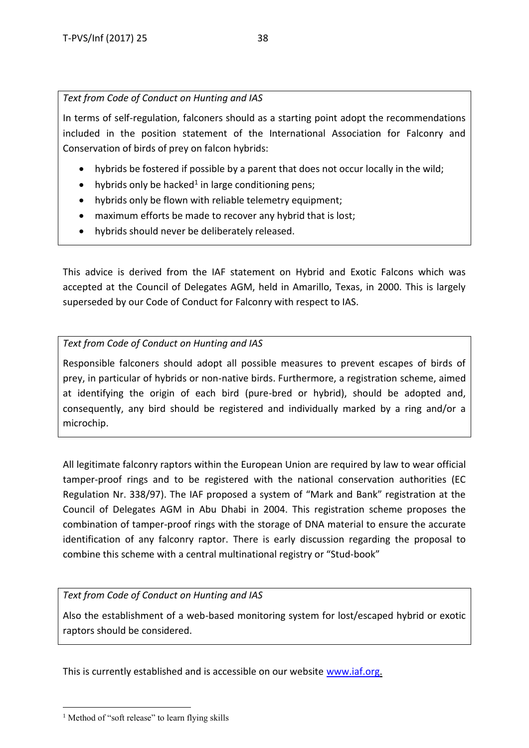> *Text from Code of Conduct on Hunting and IAS*
>
> In terms of self-regulation, falconers should as a starting point adopt the recommendations included in the position statement of the International Association for Falconry and Conservation of birds of prey on falcon hybrids:
>
> - hybrids be fostered if possible by a parent that does not occur locally in the wild;
> - hybrids only be hacked[1] in large conditioning pens;
> - hybrids only be flown with reliable telemetry equipment;
> - maximum efforts be made to recover any hybrid that is lost;
> - hybrids should never be deliberately released.

This advice is derived from the IAF statement on Hybrid and Exotic Falcons which was accepted at the Council of Delegates AGM, held in Amarillo, Texas, in 2000. This is largely superseded by our Code of Conduct for Falconry with respect to IAS.

> *Text from Code of Conduct on Hunting and IAS*
>
> Responsible falconers should adopt all possible measures to prevent escapes of birds of prey, in particular of hybrids or non-native birds. Furthermore, a registration scheme, aimed at identifying the origin of each bird (pure-bred or hybrid), should be adopted and, consequently, any bird should be registered and individually marked by a ring and/or a microchip.

All legitimate falconry raptors within the European Union are required by law to wear official tamper-proof rings and to be registered with the national conservation authorities (EC Regulation Nr. 338/97). The IAF proposed a system of "Mark and Bank" registration at the Council of Delegates AGM in Abu Dhabi in 2004. This registration scheme proposes the combination of tamper-proof rings with the storage of DNA material to ensure the accurate identification of any falconry raptor. There is early discussion regarding the proposal to combine this scheme with a central multinational registry or "Stud-book"

> *Text from Code of Conduct on Hunting and IAS*
>
> Also the establishment of a web-based monitoring system for lost/escaped hybrid or exotic raptors should be considered.

This is currently established and is accessible on our website [www.iaf.org.](http://www.iaf.org)

---

[1] Method of "soft release" to learn flying skills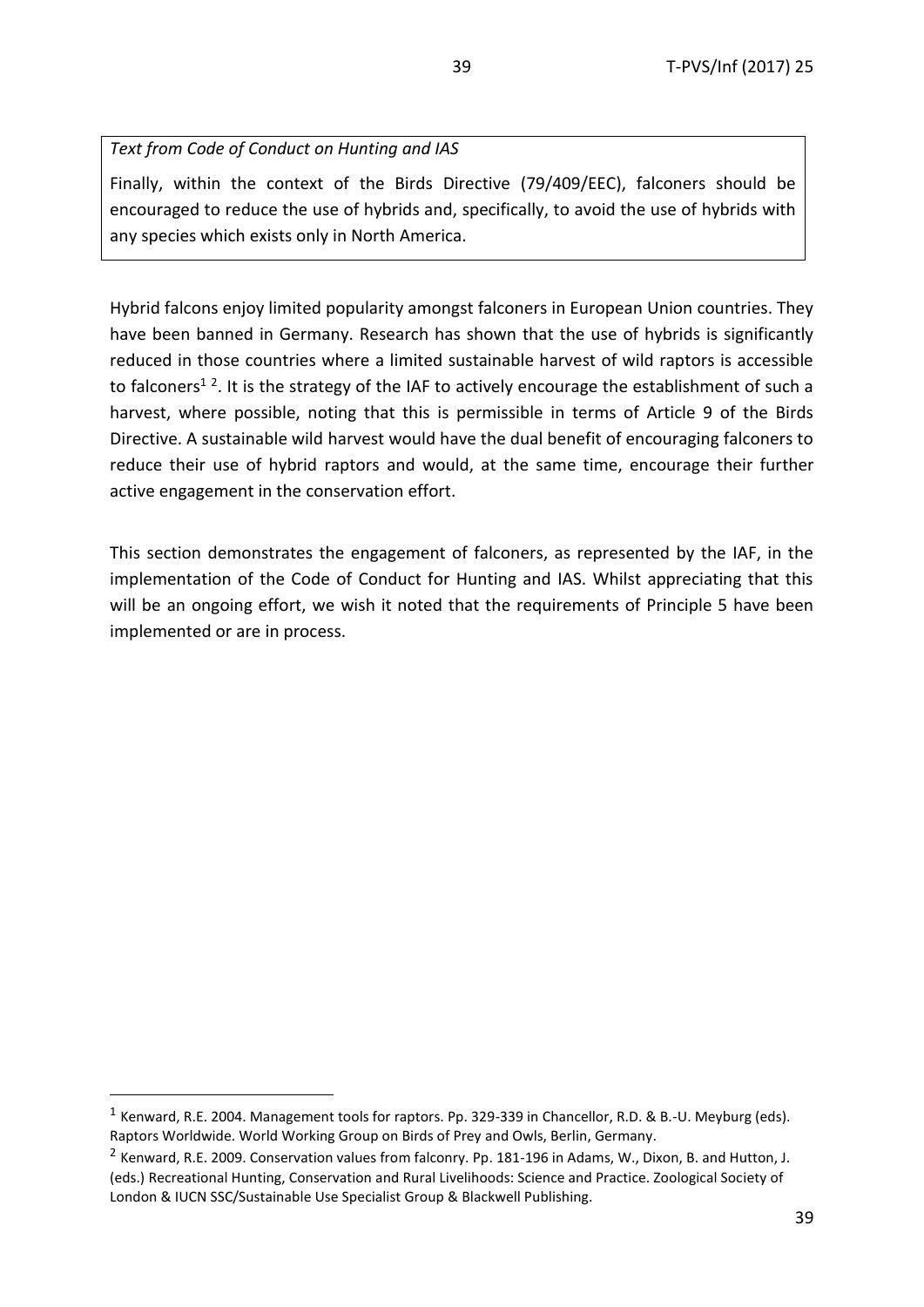> *Text from Code of Conduct on Hunting and IAS*
>
> Finally, within the context of the Birds Directive (79/409/EEC), falconers should be encouraged to reduce the use of hybrids and, specifically, to avoid the use of hybrids with any species which exists only in North America.

Hybrid falcons enjoy limited popularity amongst falconers in European Union countries. They have been banned in Germany. Research has shown that the use of hybrids is significantly reduced in those countries where a limited sustainable harvest of wild raptors is accessible to falconers[1] [2]. It is the strategy of the IAF to actively encourage the establishment of such a harvest, where possible, noting that this is permissible in terms of Article 9 of the Birds Directive. A sustainable wild harvest would have the dual benefit of encouraging falconers to reduce their use of hybrid raptors and would, at the same time, encourage their further active engagement in the conservation effort.

This section demonstrates the engagement of falconers, as represented by the IAF, in the implementation of the Code of Conduct for Hunting and IAS. Whilst appreciating that this will be an ongoing effort, we wish it noted that the requirements of Principle 5 have been implemented or are in process.

---

[1] Kenward, R.E. 2004. Management tools for raptors. Pp. 329-339 in Chancellor, R.D. & B.-U. Meyburg (eds). Raptors Worldwide. World Working Group on Birds of Prey and Owls, Berlin, Germany.

[2] Kenward, R.E. 2009. Conservation values from falconry. Pp. 181-196 in Adams, W., Dixon, B. and Hutton, J. (eds.) Recreational Hunting, Conservation and Rural Livelihoods: Science and Practice. Zoological Society of London & IUCN SSC/Sustainable Use Specialist Group & Blackwell Publishing.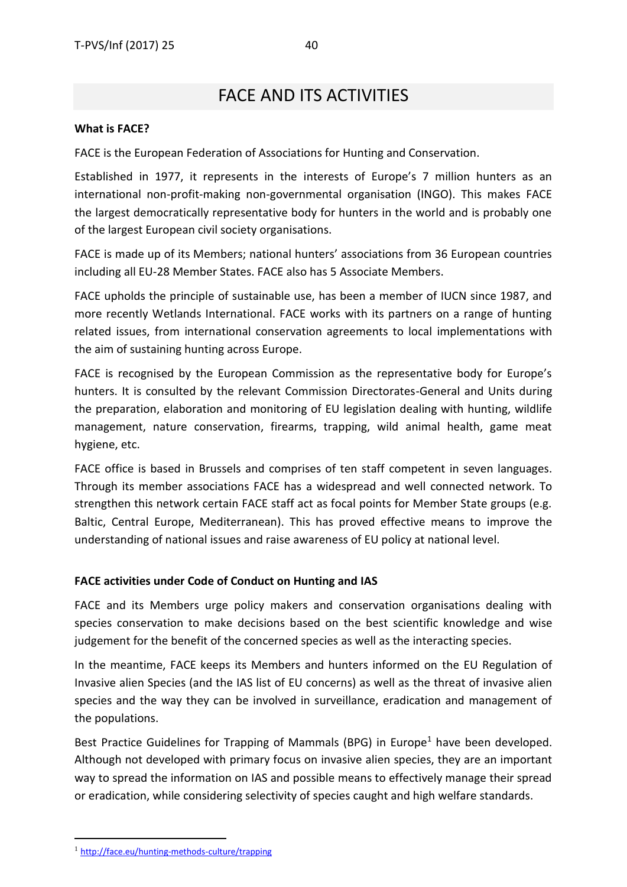# FACE AND ITS ACTIVITIES

**What is FACE?**

FACE is the European Federation of Associations for Hunting and Conservation.

Established in 1977, it represents in the interests of Europe's 7 million hunters as an international non-profit-making non-governmental organisation (INGO). This makes FACE the largest democratically representative body for hunters in the world and is probably one of the largest European civil society organisations.

FACE is made up of its Members; national hunters' associations from 36 European countries including all EU-28 Member States. FACE also has 5 Associate Members.

FACE upholds the principle of sustainable use, has been a member of IUCN since 1987, and more recently Wetlands International. FACE works with its partners on a range of hunting related issues, from international conservation agreements to local implementations with the aim of sustaining hunting across Europe.

FACE is recognised by the European Commission as the representative body for Europe's hunters. It is consulted by the relevant Commission Directorates-General and Units during the preparation, elaboration and monitoring of EU legislation dealing with hunting, wildlife management, nature conservation, firearms, trapping, wild animal health, game meat hygiene, etc.

FACE office is based in Brussels and comprises of ten staff competent in seven languages. Through its member associations FACE has a widespread and well connected network. To strengthen this network certain FACE staff act as focal points for Member State groups (e.g. Baltic, Central Europe, Mediterranean). This has proved effective means to improve the understanding of national issues and raise awareness of EU policy at national level.

**FACE activities under Code of Conduct on Hunting and IAS**

FACE and its Members urge policy makers and conservation organisations dealing with species conservation to make decisions based on the best scientific knowledge and wise judgement for the benefit of the concerned species as well as the interacting species.

In the meantime, FACE keeps its Members and hunters informed on the EU Regulation of Invasive alien Species (and the IAS list of EU concerns) as well as the threat of invasive alien species and the way they can be involved in surveillance, eradication and management of the populations.

Best Practice Guidelines for Trapping of Mammals (BPG) in Europe[1] have been developed. Although not developed with primary focus on invasive alien species, they are an important way to spread the information on IAS and possible means to effectively manage their spread or eradication, while considering selectivity of species caught and high welfare standards.

[1] http://face.eu/hunting-methods-culture/trapping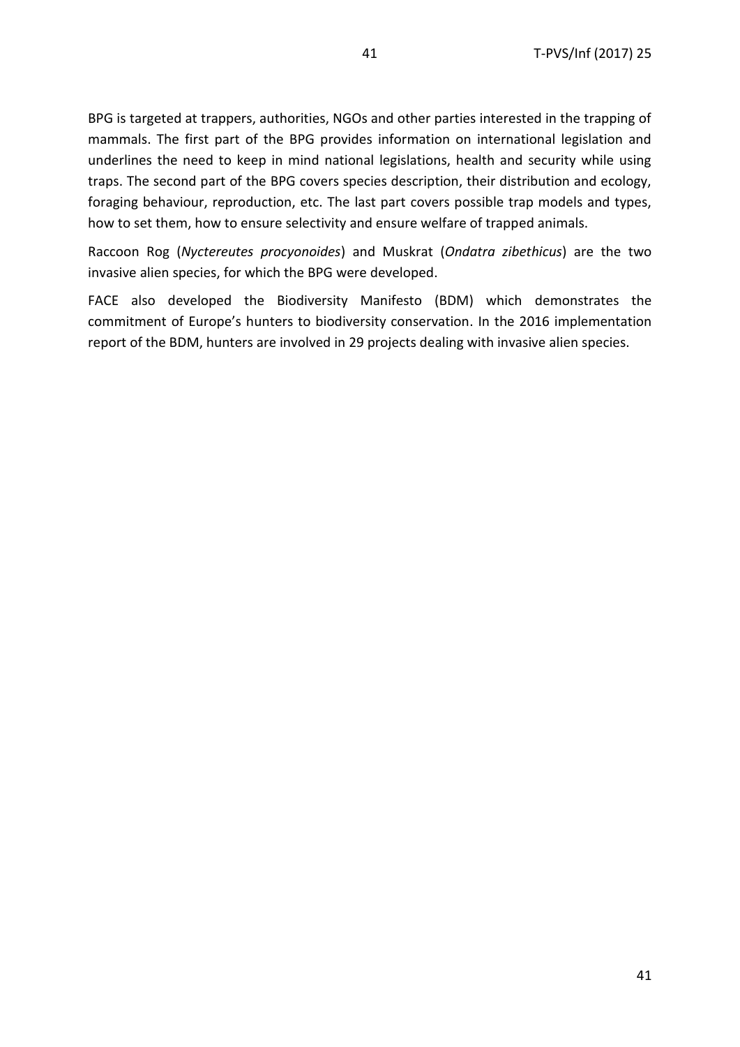BPG is targeted at trappers, authorities, NGOs and other parties interested in the trapping of mammals. The first part of the BPG provides information on international legislation and underlines the need to keep in mind national legislations, health and security while using traps. The second part of the BPG covers species description, their distribution and ecology, foraging behaviour, reproduction, etc. The last part covers possible trap models and types, how to set them, how to ensure selectivity and ensure welfare of trapped animals.

Raccoon Rog (*Nyctereutes procyonoides*) and Muskrat (*Ondatra zibethicus*) are the two invasive alien species, for which the BPG were developed.

FACE also developed the Biodiversity Manifesto (BDM) which demonstrates the commitment of Europe's hunters to biodiversity conservation. In the 2016 implementation report of the BDM, hunters are involved in 29 projects dealing with invasive alien species.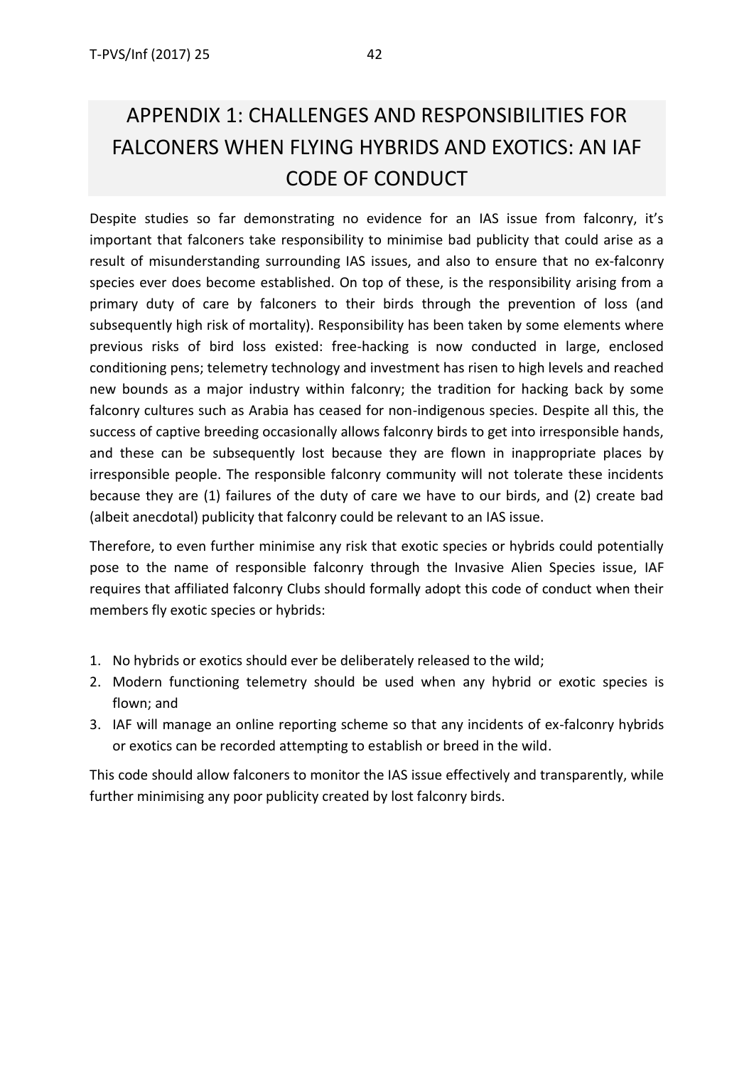# APPENDIX 1: CHALLENGES AND RESPONSIBILITIES FOR FALCONERS WHEN FLYING HYBRIDS AND EXOTICS: AN IAF CODE OF CONDUCT

Despite studies so far demonstrating no evidence for an IAS issue from falconry, it's important that falconers take responsibility to minimise bad publicity that could arise as a result of misunderstanding surrounding IAS issues, and also to ensure that no ex-falconry species ever does become established. On top of these, is the responsibility arising from a primary duty of care by falconers to their birds through the prevention of loss (and subsequently high risk of mortality). Responsibility has been taken by some elements where previous risks of bird loss existed: free-hacking is now conducted in large, enclosed conditioning pens; telemetry technology and investment has risen to high levels and reached new bounds as a major industry within falconry; the tradition for hacking back by some falconry cultures such as Arabia has ceased for non-indigenous species. Despite all this, the success of captive breeding occasionally allows falconry birds to get into irresponsible hands, and these can be subsequently lost because they are flown in inappropriate places by irresponsible people. The responsible falconry community will not tolerate these incidents because they are (1) failures of the duty of care we have to our birds, and (2) create bad (albeit anecdotal) publicity that falconry could be relevant to an IAS issue.

Therefore, to even further minimise any risk that exotic species or hybrids could potentially pose to the name of responsible falconry through the Invasive Alien Species issue, IAF requires that affiliated falconry Clubs should formally adopt this code of conduct when their members fly exotic species or hybrids:

1. No hybrids or exotics should ever be deliberately released to the wild;
2. Modern functioning telemetry should be used when any hybrid or exotic species is flown; and
3. IAF will manage an online reporting scheme so that any incidents of ex-falconry hybrids or exotics can be recorded attempting to establish or breed in the wild.

This code should allow falconers to monitor the IAS issue effectively and transparently, while further minimising any poor publicity created by lost falconry birds.